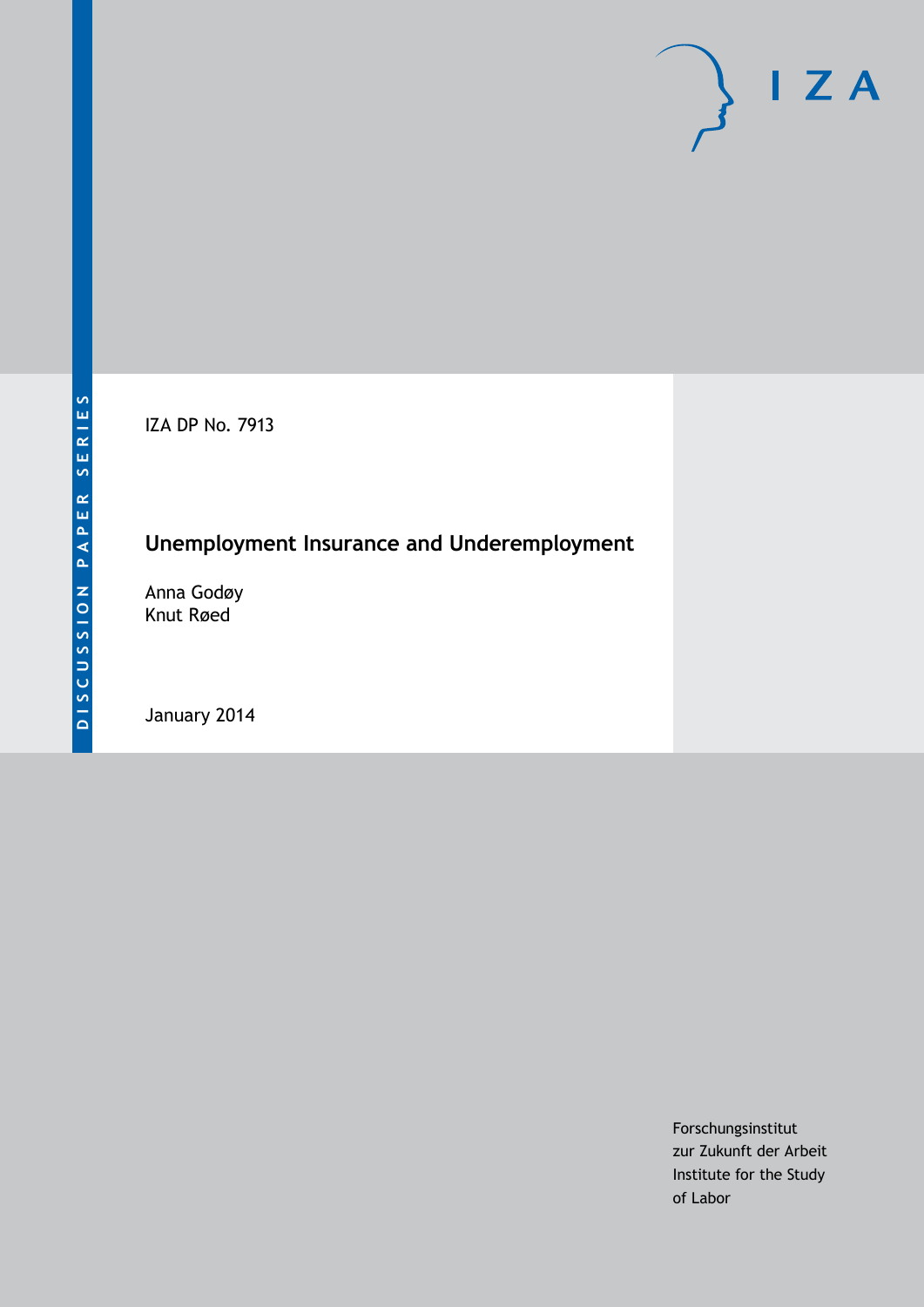DISCUSSION PAPER SERIES

IZA DP No. 7913

# Unemployment Insurance and Underemployment

Anna Godøy
Knut Røed

January 2014

Forschungsinstitut
zur Zukunft der Arbeit
Institute for the Study
of Labor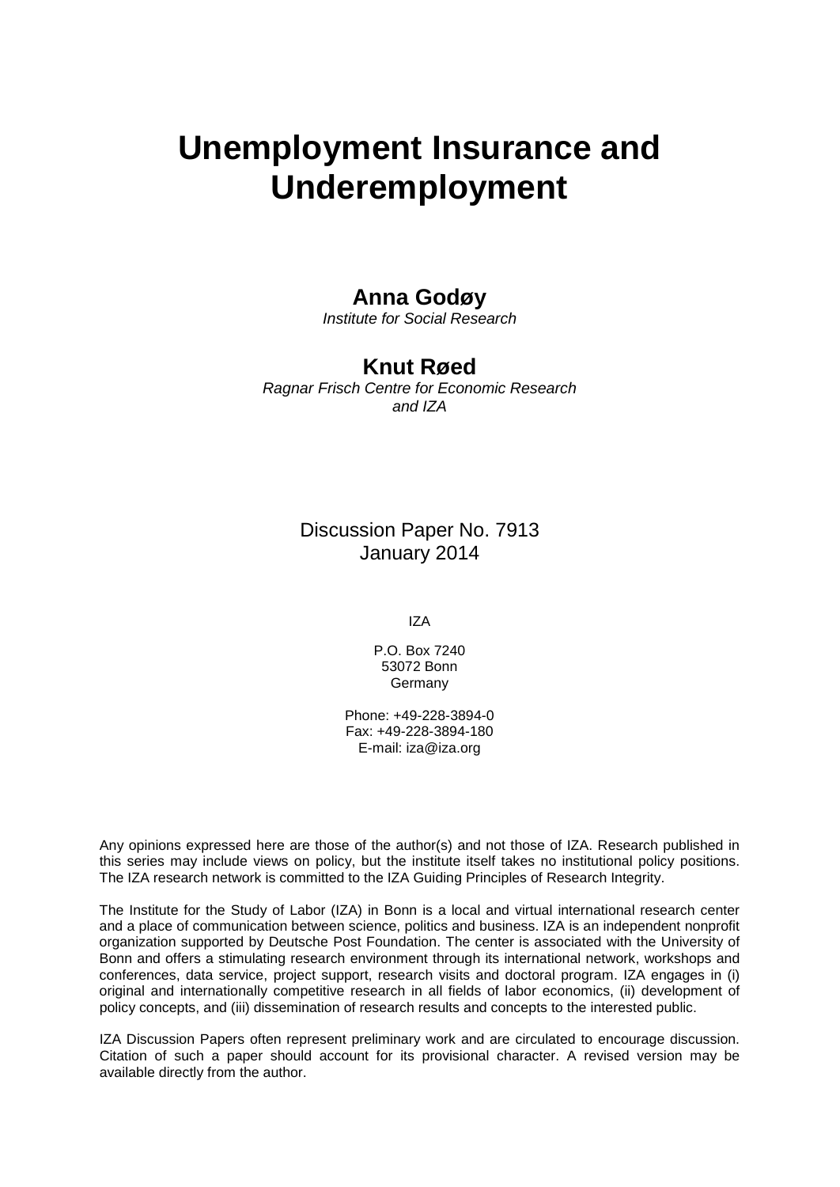# Unemployment Insurance and Underemployment

**Anna Godøy**

*Institute for Social Research*

**Knut Røed**

*Ragnar Frisch Centre for Economic Research and IZA*

Discussion Paper No. 7913
January 2014

IZA

P.O. Box 7240
53072 Bonn
Germany

Phone: +49-228-3894-0
Fax: +49-228-3894-180
E-mail: iza@iza.org

Any opinions expressed here are those of the author(s) and not those of IZA. Research published in this series may include views on policy, but the institute itself takes no institutional policy positions. The IZA research network is committed to the IZA Guiding Principles of Research Integrity.

The Institute for the Study of Labor (IZA) in Bonn is a local and virtual international research center and a place of communication between science, politics and business. IZA is an independent nonprofit organization supported by Deutsche Post Foundation. The center is associated with the University of Bonn and offers a stimulating research environment through its international network, workshops and conferences, data service, project support, research visits and doctoral program. IZA engages in (i) original and internationally competitive research in all fields of labor economics, (ii) development of policy concepts, and (iii) dissemination of research results and concepts to the interested public.

IZA Discussion Papers often represent preliminary work and are circulated to encourage discussion. Citation of such a paper should account for its provisional character. A revised version may be available directly from the author.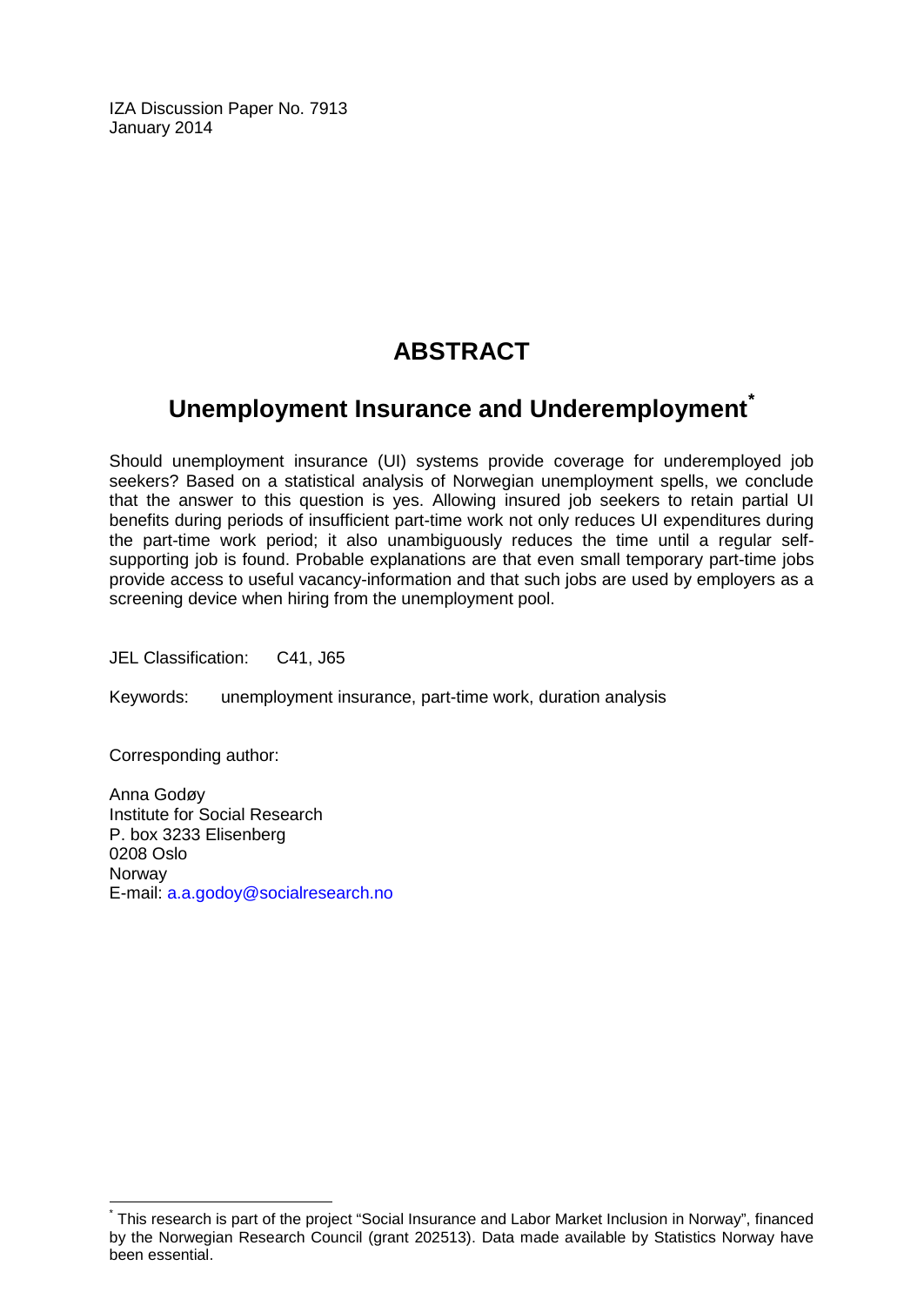IZA Discussion Paper No. 7913
January 2014

# ABSTRACT

## Unemployment Insurance and Underemployment[*]

Should unemployment insurance (UI) systems provide coverage for underemployed job seekers? Based on a statistical analysis of Norwegian unemployment spells, we conclude that the answer to this question is yes. Allowing insured job seekers to retain partial UI benefits during periods of insufficient part-time work not only reduces UI expenditures during the part-time work period; it also unambiguously reduces the time until a regular self-supporting job is found. Probable explanations are that even small temporary part-time jobs provide access to useful vacancy-information and that such jobs are used by employers as a screening device when hiring from the unemployment pool.

JEL Classification: C41, J65

Keywords: unemployment insurance, part-time work, duration analysis

Corresponding author:

Anna Godøy
Institute for Social Research
P. box 3233 Elisenberg
0208 Oslo
Norway
E-mail: a.a.godoy@socialresearch.no

[*] This research is part of the project "Social Insurance and Labor Market Inclusion in Norway", financed by the Norwegian Research Council (grant 202513). Data made available by Statistics Norway have been essential.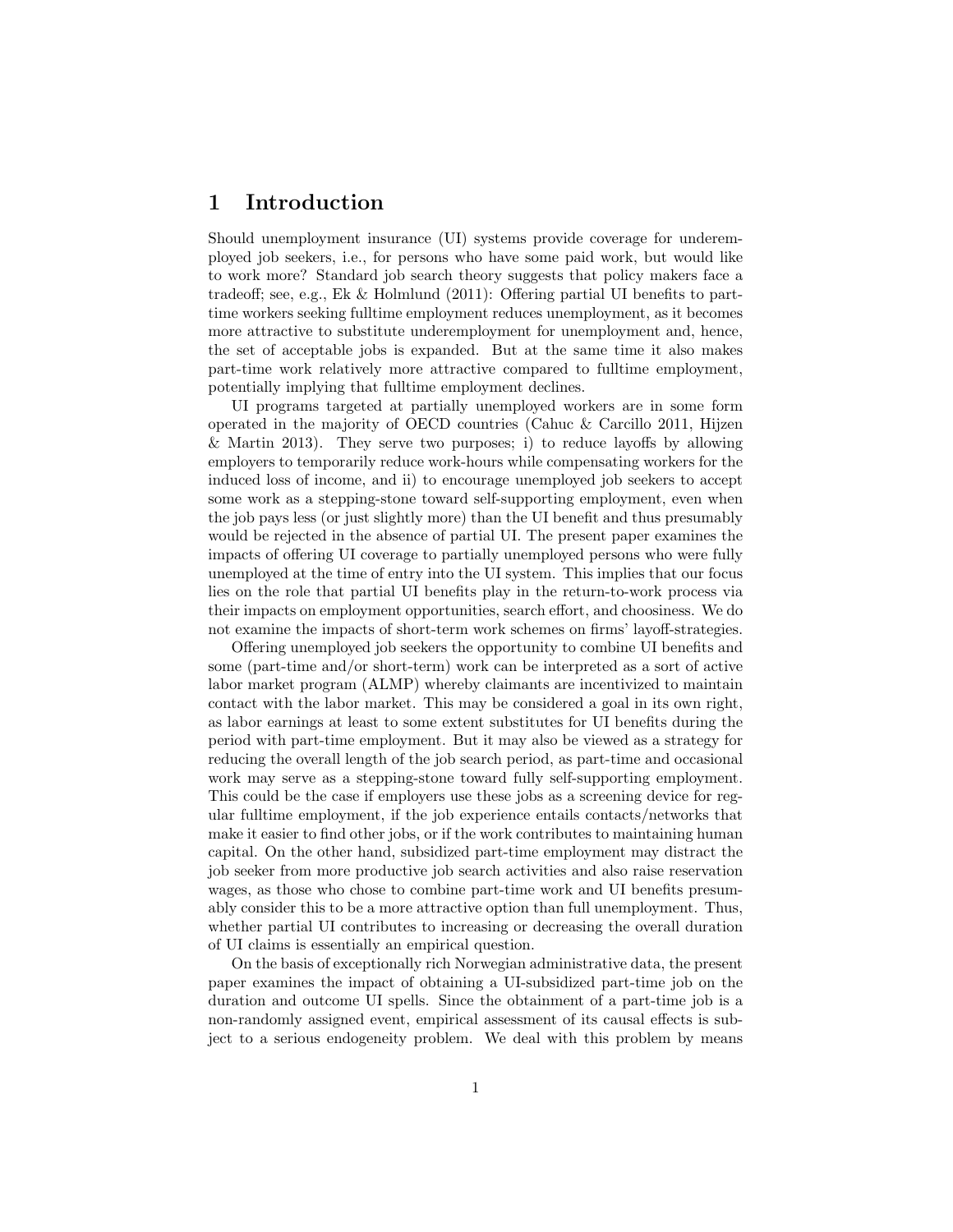# 1 Introduction

Should unemployment insurance (UI) systems provide coverage for underemployed job seekers, i.e., for persons who have some paid work, but would like to work more? Standard job search theory suggests that policy makers face a tradeoff; see, e.g., Ek & Holmlund (2011): Offering partial UI benefits to part-time workers seeking fulltime employment reduces unemployment, as it becomes more attractive to substitute underemployment for unemployment and, hence, the set of acceptable jobs is expanded. But at the same time it also makes part-time work relatively more attractive compared to fulltime employment, potentially implying that fulltime employment declines.

UI programs targeted at partially unemployed workers are in some form operated in the majority of OECD countries (Cahuc & Carcillo 2011, Hijzen & Martin 2013). They serve two purposes; i) to reduce layoffs by allowing employers to temporarily reduce work-hours while compensating workers for the induced loss of income, and ii) to encourage unemployed job seekers to accept some work as a stepping-stone toward self-supporting employment, even when the job pays less (or just slightly more) than the UI benefit and thus presumably would be rejected in the absence of partial UI. The present paper examines the impacts of offering UI coverage to partially unemployed persons who were fully unemployed at the time of entry into the UI system. This implies that our focus lies on the role that partial UI benefits play in the return-to-work process via their impacts on employment opportunities, search effort, and choosiness. We do not examine the impacts of short-term work schemes on firms' layoff-strategies.

Offering unemployed job seekers the opportunity to combine UI benefits and some (part-time and/or short-term) work can be interpreted as a sort of active labor market program (ALMP) whereby claimants are incentivized to maintain contact with the labor market. This may be considered a goal in its own right, as labor earnings at least to some extent substitutes for UI benefits during the period with part-time employment. But it may also be viewed as a strategy for reducing the overall length of the job search period, as part-time and occasional work may serve as a stepping-stone toward fully self-supporting employment. This could be the case if employers use these jobs as a screening device for regular fulltime employment, if the job experience entails contacts/networks that make it easier to find other jobs, or if the work contributes to maintaining human capital. On the other hand, subsidized part-time employment may distract the job seeker from more productive job search activities and also raise reservation wages, as those who chose to combine part-time work and UI benefits presumably consider this to be a more attractive option than full unemployment. Thus, whether partial UI contributes to increasing or decreasing the overall duration of UI claims is essentially an empirical question.

On the basis of exceptionally rich Norwegian administrative data, the present paper examines the impact of obtaining a UI-subsidized part-time job on the duration and outcome UI spells. Since the obtainment of a part-time job is a non-randomly assigned event, empirical assessment of its causal effects is subject to a serious endogeneity problem. We deal with this problem by means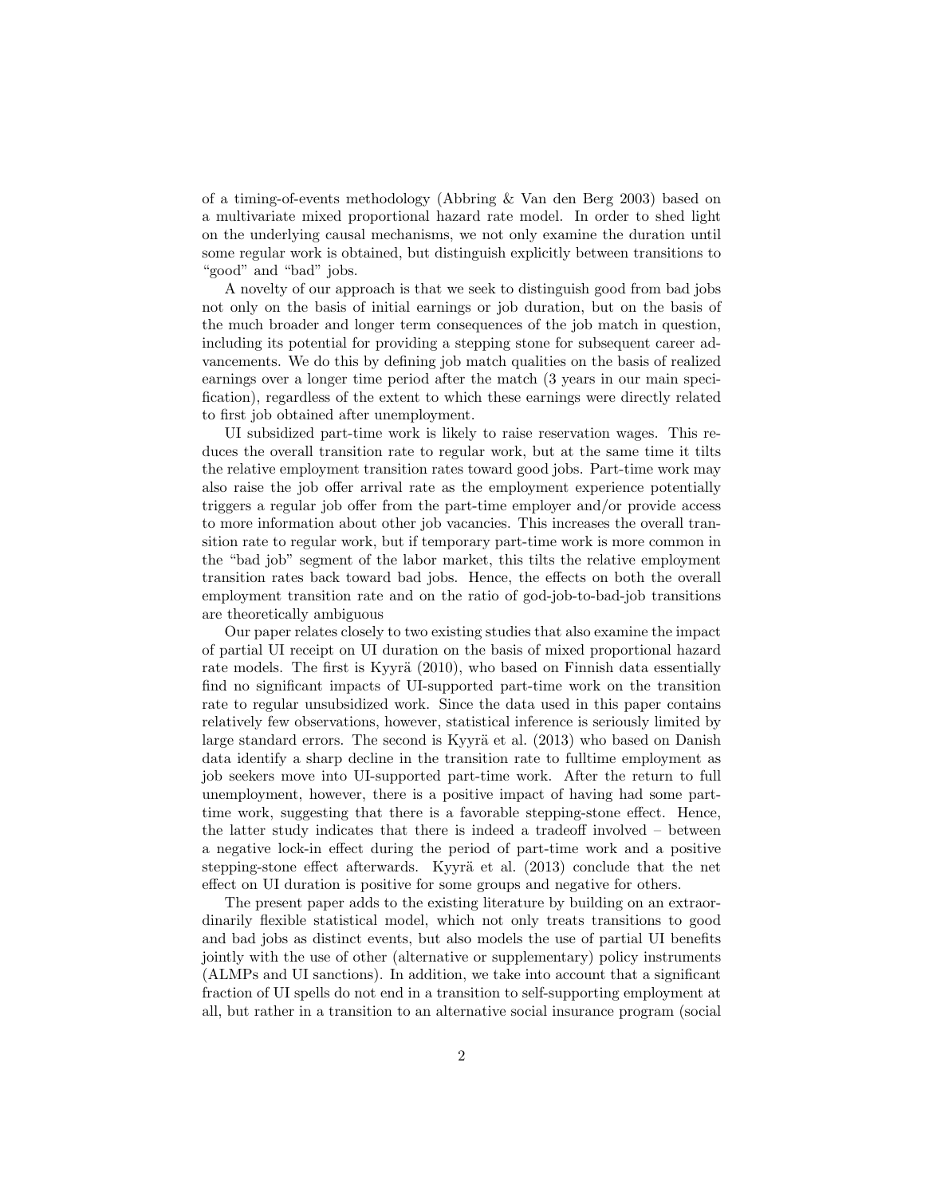of a timing-of-events methodology (Abbring & Van den Berg 2003) based on a multivariate mixed proportional hazard rate model. In order to shed light on the underlying causal mechanisms, we not only examine the duration until some regular work is obtained, but distinguish explicitly between transitions to "good" and "bad" jobs.

A novelty of our approach is that we seek to distinguish good from bad jobs not only on the basis of initial earnings or job duration, but on the basis of the much broader and longer term consequences of the job match in question, including its potential for providing a stepping stone for subsequent career advancements. We do this by defining job match qualities on the basis of realized earnings over a longer time period after the match (3 years in our main specification), regardless of the extent to which these earnings were directly related to first job obtained after unemployment.

UI subsidized part-time work is likely to raise reservation wages. This reduces the overall transition rate to regular work, but at the same time it tilts the relative employment transition rates toward good jobs. Part-time work may also raise the job offer arrival rate as the employment experience potentially triggers a regular job offer from the part-time employer and/or provide access to more information about other job vacancies. This increases the overall transition rate to regular work, but if temporary part-time work is more common in the "bad job" segment of the labor market, this tilts the relative employment transition rates back toward bad jobs. Hence, the effects on both the overall employment transition rate and on the ratio of god-job-to-bad-job transitions are theoretically ambiguous

Our paper relates closely to two existing studies that also examine the impact of partial UI receipt on UI duration on the basis of mixed proportional hazard rate models. The first is Kyyrä (2010), who based on Finnish data essentially find no significant impacts of UI-supported part-time work on the transition rate to regular unsubsidized work. Since the data used in this paper contains relatively few observations, however, statistical inference is seriously limited by large standard errors. The second is Kyyrä et al. (2013) who based on Danish data identify a sharp decline in the transition rate to fulltime employment as job seekers move into UI-supported part-time work. After the return to full unemployment, however, there is a positive impact of having had some part-time work, suggesting that there is a favorable stepping-stone effect. Hence, the latter study indicates that there is indeed a tradeoff involved – between a negative lock-in effect during the period of part-time work and a positive stepping-stone effect afterwards. Kyyrä et al. (2013) conclude that the net effect on UI duration is positive for some groups and negative for others.

The present paper adds to the existing literature by building on an extraordinarily flexible statistical model, which not only treats transitions to good and bad jobs as distinct events, but also models the use of partial UI benefits jointly with the use of other (alternative or supplementary) policy instruments (ALMPs and UI sanctions). In addition, we take into account that a significant fraction of UI spells do not end in a transition to self-supporting employment at all, but rather in a transition to an alternative social insurance program (social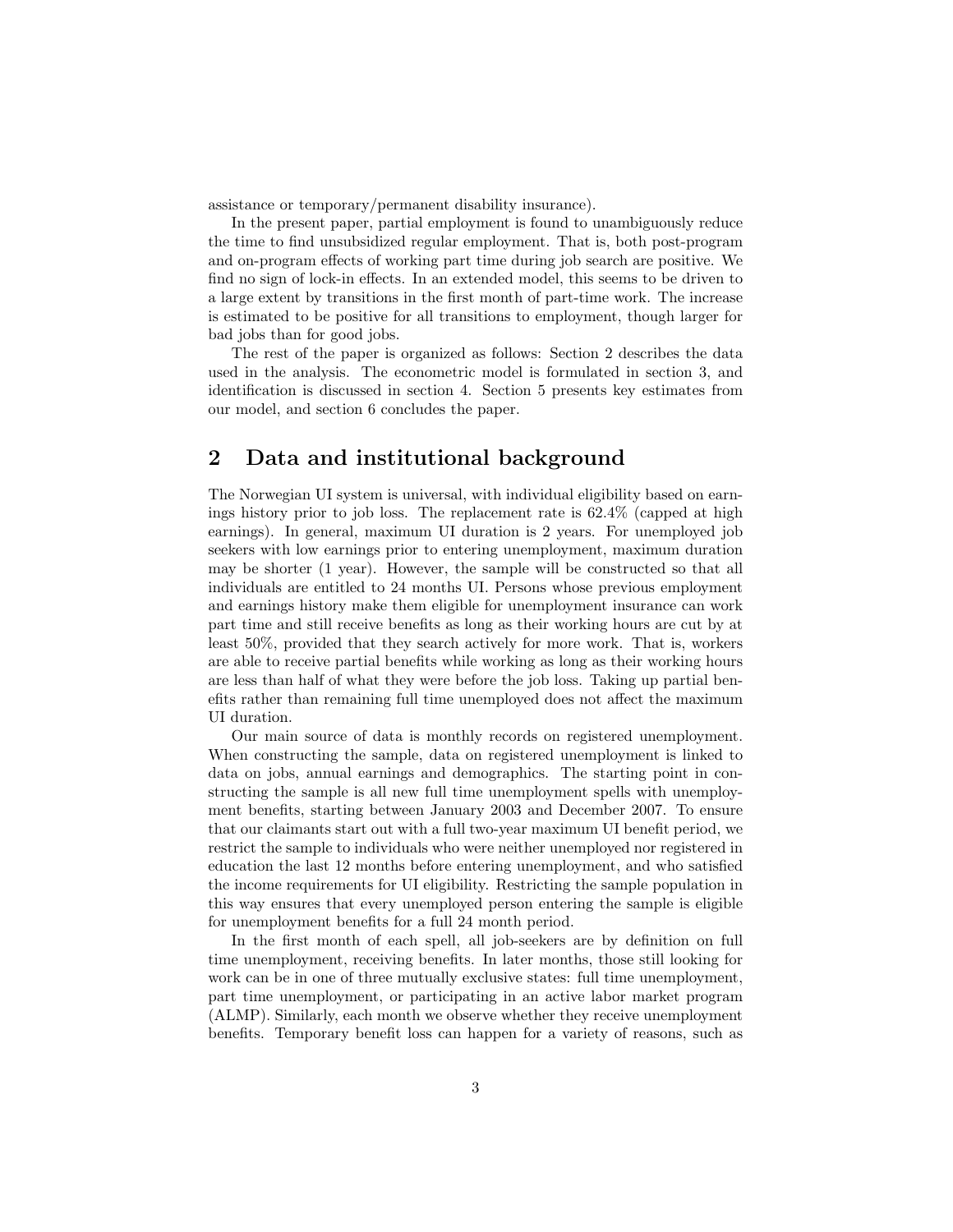assistance or temporary/permanent disability insurance).

In the present paper, partial employment is found to unambiguously reduce the time to find unsubsidized regular employment. That is, both post-program and on-program effects of working part time during job search are positive. We find no sign of lock-in effects. In an extended model, this seems to be driven to a large extent by transitions in the first month of part-time work. The increase is estimated to be positive for all transitions to employment, though larger for bad jobs than for good jobs.

The rest of the paper is organized as follows: Section 2 describes the data used in the analysis. The econometric model is formulated in section 3, and identification is discussed in section 4. Section 5 presents key estimates from our model, and section 6 concludes the paper.

## 2 Data and institutional background

The Norwegian UI system is universal, with individual eligibility based on earnings history prior to job loss. The replacement rate is 62.4% (capped at high earnings). In general, maximum UI duration is 2 years. For unemployed job seekers with low earnings prior to entering unemployment, maximum duration may be shorter (1 year). However, the sample will be constructed so that all individuals are entitled to 24 months UI. Persons whose previous employment and earnings history make them eligible for unemployment insurance can work part time and still receive benefits as long as their working hours are cut by at least 50%, provided that they search actively for more work. That is, workers are able to receive partial benefits while working as long as their working hours are less than half of what they were before the job loss. Taking up partial benefits rather than remaining full time unemployed does not affect the maximum UI duration.

Our main source of data is monthly records on registered unemployment. When constructing the sample, data on registered unemployment is linked to data on jobs, annual earnings and demographics. The starting point in constructing the sample is all new full time unemployment spells with unemployment benefits, starting between January 2003 and December 2007. To ensure that our claimants start out with a full two-year maximum UI benefit period, we restrict the sample to individuals who were neither unemployed nor registered in education the last 12 months before entering unemployment, and who satisfied the income requirements for UI eligibility. Restricting the sample population in this way ensures that every unemployed person entering the sample is eligible for unemployment benefits for a full 24 month period.

In the first month of each spell, all job-seekers are by definition on full time unemployment, receiving benefits. In later months, those still looking for work can be in one of three mutually exclusive states: full time unemployment, part time unemployment, or participating in an active labor market program (ALMP). Similarly, each month we observe whether they receive unemployment benefits. Temporary benefit loss can happen for a variety of reasons, such as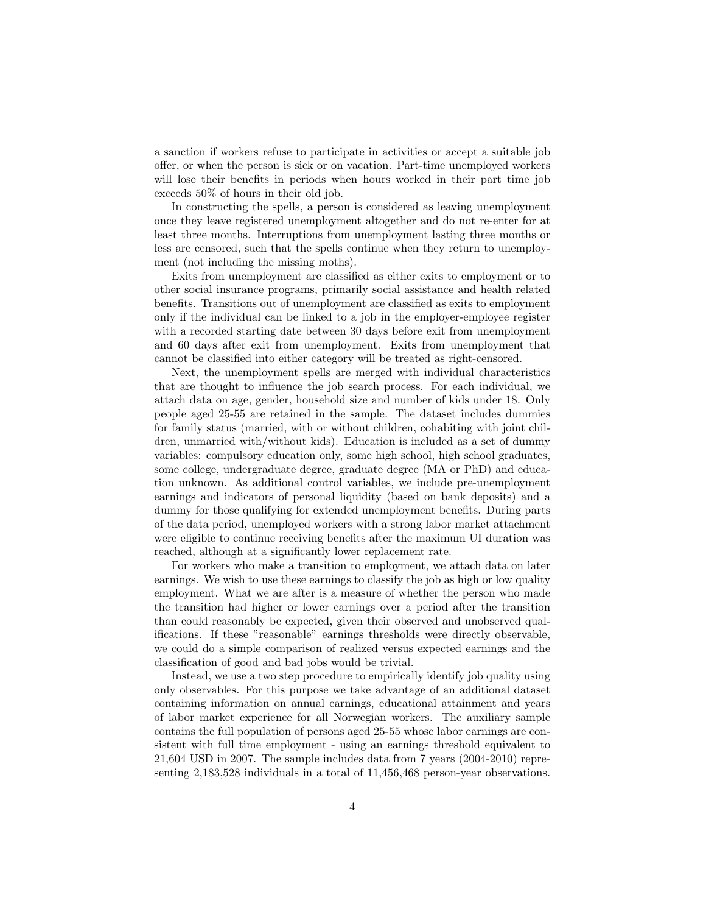a sanction if workers refuse to participate in activities or accept a suitable job offer, or when the person is sick or on vacation. Part-time unemployed workers will lose their benefits in periods when hours worked in their part time job exceeds 50% of hours in their old job.

In constructing the spells, a person is considered as leaving unemployment once they leave registered unemployment altogether and do not re-enter for at least three months. Interruptions from unemployment lasting three months or less are censored, such that the spells continue when they return to unemployment (not including the missing moths).

Exits from unemployment are classified as either exits to employment or to other social insurance programs, primarily social assistance and health related benefits. Transitions out of unemployment are classified as exits to employment only if the individual can be linked to a job in the employer-employee register with a recorded starting date between 30 days before exit from unemployment and 60 days after exit from unemployment. Exits from unemployment that cannot be classified into either category will be treated as right-censored.

Next, the unemployment spells are merged with individual characteristics that are thought to influence the job search process. For each individual, we attach data on age, gender, household size and number of kids under 18. Only people aged 25-55 are retained in the sample. The dataset includes dummies for family status (married, with or without children, cohabiting with joint children, unmarried with/without kids). Education is included as a set of dummy variables: compulsory education only, some high school, high school graduates, some college, undergraduate degree, graduate degree (MA or PhD) and education unknown. As additional control variables, we include pre-unemployment earnings and indicators of personal liquidity (based on bank deposits) and a dummy for those qualifying for extended unemployment benefits. During parts of the data period, unemployed workers with a strong labor market attachment were eligible to continue receiving benefits after the maximum UI duration was reached, although at a significantly lower replacement rate.

For workers who make a transition to employment, we attach data on later earnings. We wish to use these earnings to classify the job as high or low quality employment. What we are after is a measure of whether the person who made the transition had higher or lower earnings over a period after the transition than could reasonably be expected, given their observed and unobserved qualifications. If these "reasonable" earnings thresholds were directly observable, we could do a simple comparison of realized versus expected earnings and the classification of good and bad jobs would be trivial.

Instead, we use a two step procedure to empirically identify job quality using only observables. For this purpose we take advantage of an additional dataset containing information on annual earnings, educational attainment and years of labor market experience for all Norwegian workers. The auxiliary sample contains the full population of persons aged 25-55 whose labor earnings are consistent with full time employment - using an earnings threshold equivalent to 21,604 USD in 2007. The sample includes data from 7 years (2004-2010) representing 2,183,528 individuals in a total of 11,456,468 person-year observations.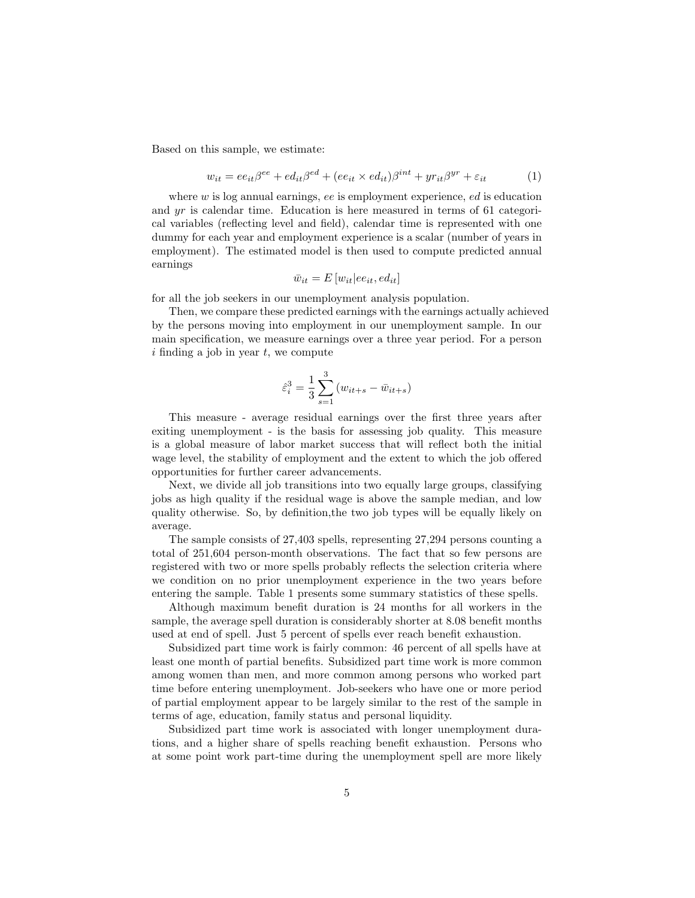Based on this sample, we estimate:

$$w_{it} = ee_{it}\beta^{ee} + ed_{it}\beta^{ed} + (ee_{it} \times ed_{it})\beta^{int} + yr_{it}\beta^{yr} + \varepsilon_{it} \tag{1}$$

where $w$ is log annual earnings, $ee$ is employment experience, $ed$ is education and $yr$ is calendar time. Education is here measured in terms of 61 categorical variables (reflecting level and field), calendar time is represented with one dummy for each year and employment experience is a scalar (number of years in employment). The estimated model is then used to compute predicted annual earnings

$$\bar{w}_{it} = E\left[w_{it}|ee_{it}, ed_{it}\right]$$

for all the job seekers in our unemployment analysis population.

Then, we compare these predicted earnings with the earnings actually achieved by the persons moving into employment in our unemployment sample. In our main specification, we measure earnings over a three year period. For a person $i$ finding a job in year $t$, we compute

$$\hat{\varepsilon}_i^3 = \frac{1}{3}\sum_{s=1}^{3}\left(w_{it+s} - \bar{w}_{it+s}\right)$$

This measure - average residual earnings over the first three years after exiting unemployment - is the basis for assessing job quality. This measure is a global measure of labor market success that will reflect both the initial wage level, the stability of employment and the extent to which the job offered opportunities for further career advancements.

Next, we divide all job transitions into two equally large groups, classifying jobs as high quality if the residual wage is above the sample median, and low quality otherwise. So, by definition,the two job types will be equally likely on average.

The sample consists of 27,403 spells, representing 27,294 persons counting a total of 251,604 person-month observations. The fact that so few persons are registered with two or more spells probably reflects the selection criteria where we condition on no prior unemployment experience in the two years before entering the sample. Table 1 presents some summary statistics of these spells.

Although maximum benefit duration is 24 months for all workers in the sample, the average spell duration is considerably shorter at 8.08 benefit months used at end of spell. Just 5 percent of spells ever reach benefit exhaustion.

Subsidized part time work is fairly common: 46 percent of all spells have at least one month of partial benefits. Subsidized part time work is more common among women than men, and more common among persons who worked part time before entering unemployment. Job-seekers who have one or more period of partial employment appear to be largely similar to the rest of the sample in terms of age, education, family status and personal liquidity.

Subsidized part time work is associated with longer unemployment durations, and a higher share of spells reaching benefit exhaustion. Persons who at some point work part-time during the unemployment spell are more likely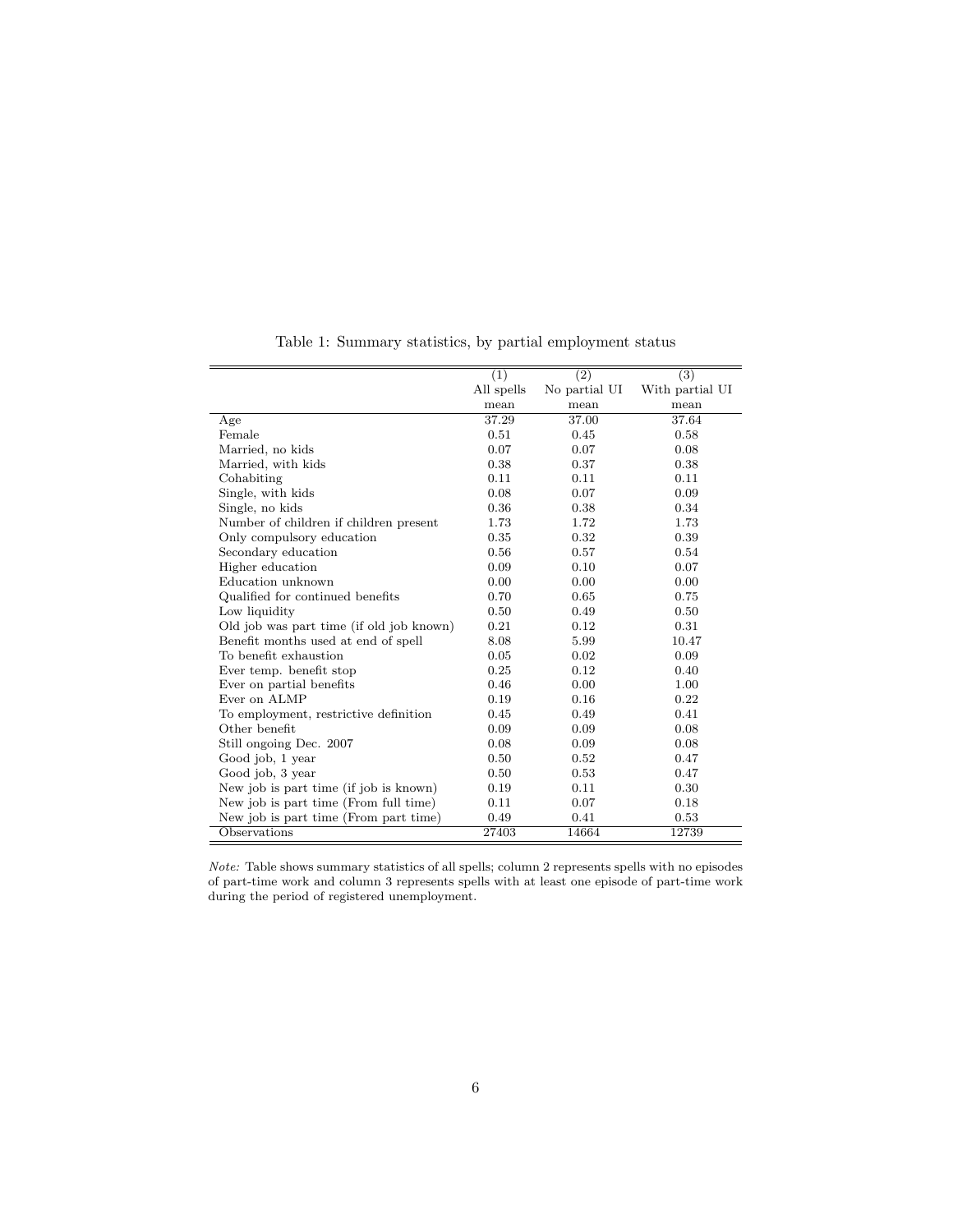Table 1: Summary statistics, by partial employment status

| | (1) | (2) | (3) |
|---|---|---|---|
| | All spells | No partial UI | With partial UI |
| | mean | mean | mean |
| Age | 37.29 | 37.00 | 37.64 |
| Female | 0.51 | 0.45 | 0.58 |
| Married, no kids | 0.07 | 0.07 | 0.08 |
| Married, with kids | 0.38 | 0.37 | 0.38 |
| Cohabiting | 0.11 | 0.11 | 0.11 |
| Single, with kids | 0.08 | 0.07 | 0.09 |
| Single, no kids | 0.36 | 0.38 | 0.34 |
| Number of children if children present | 1.73 | 1.72 | 1.73 |
| Only compulsory education | 0.35 | 0.32 | 0.39 |
| Secondary education | 0.56 | 0.57 | 0.54 |
| Higher education | 0.09 | 0.10 | 0.07 |
| Education unknown | 0.00 | 0.00 | 0.00 |
| Qualified for continued benefits | 0.70 | 0.65 | 0.75 |
| Low liquidity | 0.50 | 0.49 | 0.50 |
| Old job was part time (if old job known) | 0.21 | 0.12 | 0.31 |
| Benefit months used at end of spell | 8.08 | 5.99 | 10.47 |
| To benefit exhaustion | 0.05 | 0.02 | 0.09 |
| Ever temp. benefit stop | 0.25 | 0.12 | 0.40 |
| Ever on partial benefits | 0.46 | 0.00 | 1.00 |
| Ever on ALMP | 0.19 | 0.16 | 0.22 |
| To employment, restrictive definition | 0.45 | 0.49 | 0.41 |
| Other benefit | 0.09 | 0.09 | 0.08 |
| Still ongoing Dec. 2007 | 0.08 | 0.09 | 0.08 |
| Good job, 1 year | 0.50 | 0.52 | 0.47 |
| Good job, 3 year | 0.50 | 0.53 | 0.47 |
| New job is part time (if job is known) | 0.19 | 0.11 | 0.30 |
| New job is part time (From full time) | 0.11 | 0.07 | 0.18 |
| New job is part time (From part time) | 0.49 | 0.41 | 0.53 |
| Observations | 27403 | 14664 | 12739 |

*Note:* Table shows summary statistics of all spells; column 2 represents spells with no episodes of part-time work and column 3 represents spells with at least one episode of part-time work during the period of registered unemployment.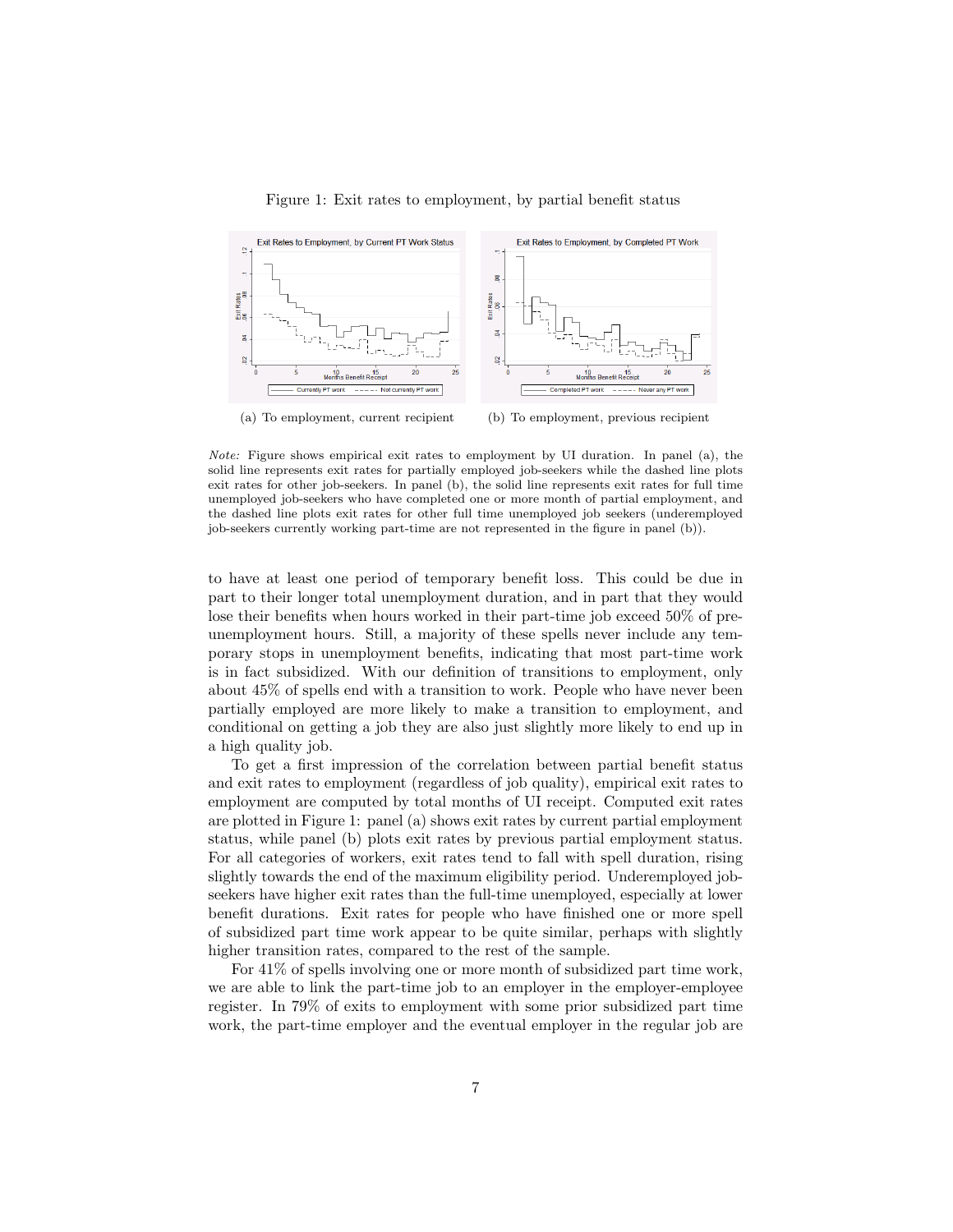Figure 1: Exit rates to employment, by partial benefit status

(a) To employment, current recipient

(b) To employment, previous recipient

*Note:* Figure shows empirical exit rates to employment by UI duration. In panel (a), the solid line represents exit rates for partially employed job-seekers while the dashed line plots exit rates for other job-seekers. In panel (b), the solid line represents exit rates for full time unemployed job-seekers who have completed one or more month of partial employment, and the dashed line plots exit rates for other full time unemployed job seekers (underemployed job-seekers currently working part-time are not represented in the figure in panel (b)).

to have at least one period of temporary benefit loss. This could be due in part to their longer total unemployment duration, and in part that they would lose their benefits when hours worked in their part-time job exceed 50% of pre-unemployment hours. Still, a majority of these spells never include any temporary stops in unemployment benefits, indicating that most part-time work is in fact subsidized. With our definition of transitions to employment, only about 45% of spells end with a transition to work. People who have never been partially employed are more likely to make a transition to employment, and conditional on getting a job they are also just slightly more likely to end up in a high quality job.

To get a first impression of the correlation between partial benefit status and exit rates to employment (regardless of job quality), empirical exit rates to employment are computed by total months of UI receipt. Computed exit rates are plotted in Figure 1: panel (a) shows exit rates by current partial employment status, while panel (b) plots exit rates by previous partial employment status. For all categories of workers, exit rates tend to fall with spell duration, rising slightly towards the end of the maximum eligibility period. Underemployed job-seekers have higher exit rates than the full-time unemployed, especially at lower benefit durations. Exit rates for people who have finished one or more spell of subsidized part time work appear to be quite similar, perhaps with slightly higher transition rates, compared to the rest of the sample.

For 41% of spells involving one or more month of subsidized part time work, we are able to link the part-time job to an employer in the employer-employee register. In 79% of exits to employment with some prior subsidized part time work, the part-time employer and the eventual employer in the regular job are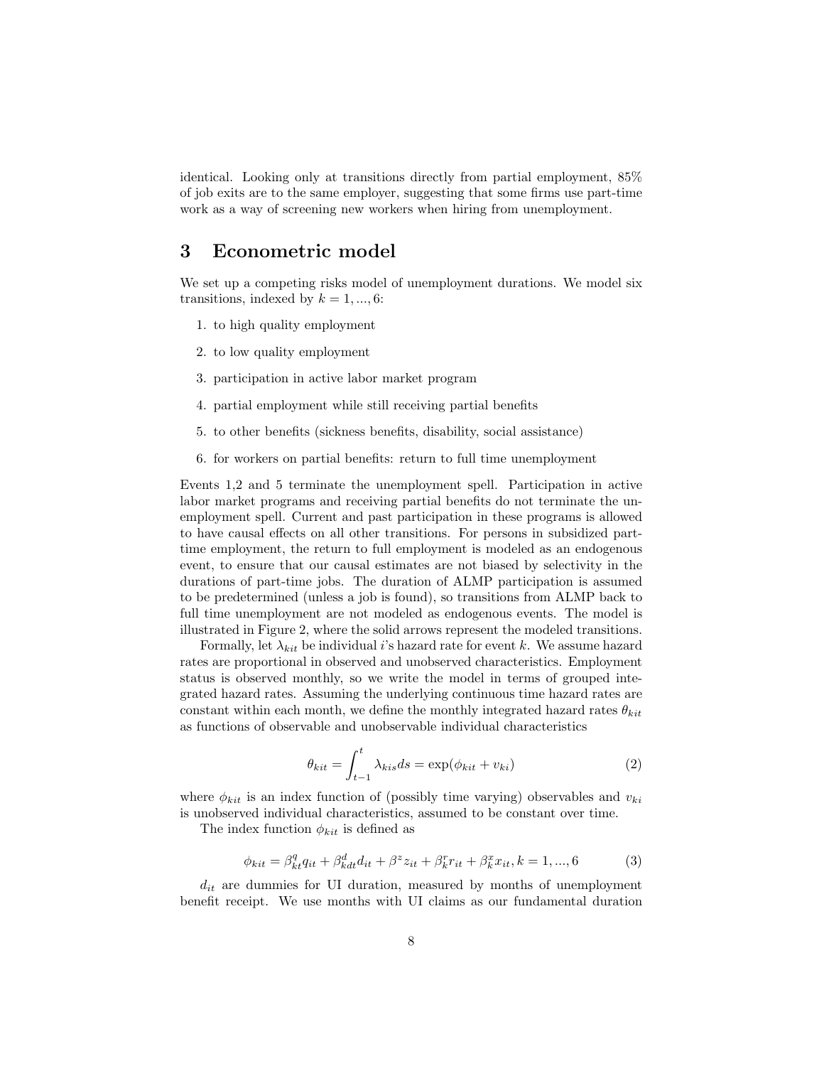identical. Looking only at transitions directly from partial employment, 85% of job exits are to the same employer, suggesting that some firms use part-time work as a way of screening new workers when hiring from unemployment.

# 3 Econometric model

We set up a competing risks model of unemployment durations. We model six transitions, indexed by $k = 1, ..., 6$:

1. to high quality employment
2. to low quality employment
3. participation in active labor market program
4. partial employment while still receiving partial benefits
5. to other benefits (sickness benefits, disability, social assistance)
6. for workers on partial benefits: return to full time unemployment

Events 1,2 and 5 terminate the unemployment spell. Participation in active labor market programs and receiving partial benefits do not terminate the unemployment spell. Current and past participation in these programs is allowed to have causal effects on all other transitions. For persons in subsidized part-time employment, the return to full employment is modeled as an endogenous event, to ensure that our causal estimates are not biased by selectivity in the durations of part-time jobs. The duration of ALMP participation is assumed to be predetermined (unless a job is found), so transitions from ALMP back to full time unemployment are not modeled as endogenous events. The model is illustrated in Figure 2, where the solid arrows represent the modeled transitions.

Formally, let $\lambda_{kit}$ be individual $i$'s hazard rate for event $k$. We assume hazard rates are proportional in observed and unobserved characteristics. Employment status is observed monthly, so we write the model in terms of grouped integrated hazard rates. Assuming the underlying continuous time hazard rates are constant within each month, we define the monthly integrated hazard rates $\theta_{kit}$ as functions of observable and unobservable individual characteristics

$$\theta_{kit} = \int_{t-1}^{t} \lambda_{kis} ds = \exp(\phi_{kit} + v_{ki}) \tag{2}$$

where $\phi_{kit}$ is an index function of (possibly time varying) observables and $v_{ki}$ is unobserved individual characteristics, assumed to be constant over time.

The index function $\phi_{kit}$ is defined as

$$\phi_{kit} = \beta_{kt}^{q} q_{it} + \beta_{kdt}^{d} d_{it} + \beta^{z} z_{it} + \beta_{k}^{r} r_{it} + \beta_{k}^{x} x_{it}, k = 1, ..., 6 \tag{3}$$

$d_{it}$ are dummies for UI duration, measured by months of unemployment benefit receipt. We use months with UI claims as our fundamental duration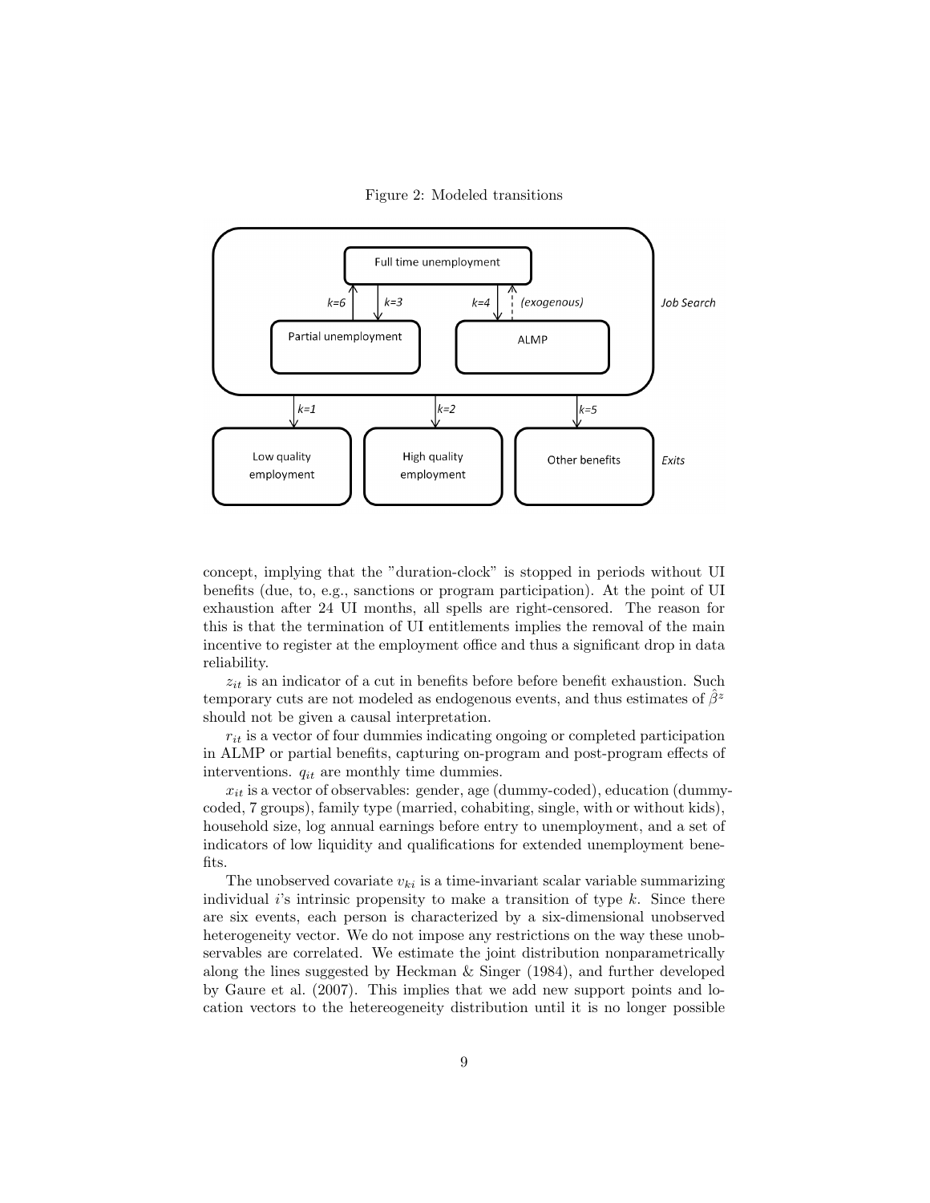Figure 2: Modeled transitions

concept, implying that the "duration-clock" is stopped in periods without UI benefits (due, to, e.g., sanctions or program participation). At the point of UI exhaustion after 24 UI months, all spells are right-censored. The reason for this is that the termination of UI entitlements implies the removal of the main incentive to register at the employment office and thus a significant drop in data reliability.

$z_{it}$ is an indicator of a cut in benefits before before benefit exhaustion. Such temporary cuts are not modeled as endogenous events, and thus estimates of $\hat{\beta}^z$ should not be given a causal interpretation.

$r_{it}$ is a vector of four dummies indicating ongoing or completed participation in ALMP or partial benefits, capturing on-program and post-program effects of interventions. $q_{it}$ are monthly time dummies.

$x_{it}$ is a vector of observables: gender, age (dummy-coded), education (dummy-coded, 7 groups), family type (married, cohabiting, single, with or without kids), household size, log annual earnings before entry to unemployment, and a set of indicators of low liquidity and qualifications for extended unemployment benefits.

The unobserved covariate $v_{ki}$ is a time-invariant scalar variable summarizing individual $i$'s intrinsic propensity to make a transition of type $k$. Since there are six events, each person is characterized by a six-dimensional unobserved heterogeneity vector. We do not impose any restrictions on the way these unobservables are correlated. We estimate the joint distribution nonparametrically along the lines suggested by Heckman & Singer (1984), and further developed by Gaure et al. (2007). This implies that we add new support points and location vectors to the hetereogeneity distribution until it is no longer possible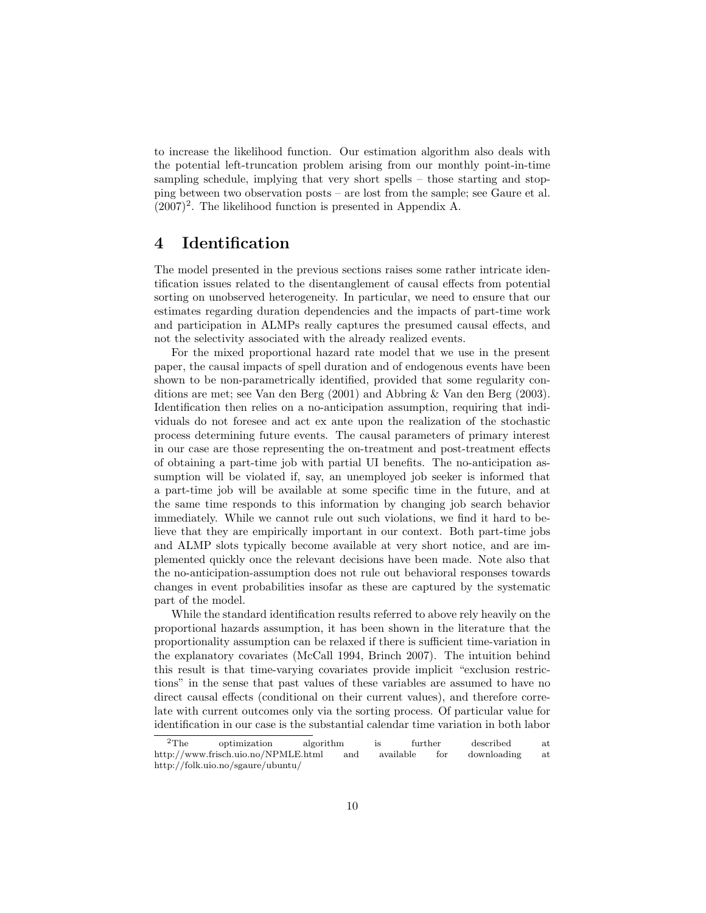to increase the likelihood function. Our estimation algorithm also deals with the potential left-truncation problem arising from our monthly point-in-time sampling schedule, implying that very short spells – those starting and stopping between two observation posts – are lost from the sample; see Gaure et al. (2007)[2]. The likelihood function is presented in Appendix A.

# 4 Identification

The model presented in the previous sections raises some rather intricate identification issues related to the disentanglement of causal effects from potential sorting on unobserved heterogeneity. In particular, we need to ensure that our estimates regarding duration dependencies and the impacts of part-time work and participation in ALMPs really captures the presumed causal effects, and not the selectivity associated with the already realized events.

For the mixed proportional hazard rate model that we use in the present paper, the causal impacts of spell duration and of endogenous events have been shown to be non-parametrically identified, provided that some regularity conditions are met; see Van den Berg (2001) and Abbring & Van den Berg (2003). Identification then relies on a no-anticipation assumption, requiring that individuals do not foresee and act ex ante upon the realization of the stochastic process determining future events. The causal parameters of primary interest in our case are those representing the on-treatment and post-treatment effects of obtaining a part-time job with partial UI benefits. The no-anticipation assumption will be violated if, say, an unemployed job seeker is informed that a part-time job will be available at some specific time in the future, and at the same time responds to this information by changing job search behavior immediately. While we cannot rule out such violations, we find it hard to believe that they are empirically important in our context. Both part-time jobs and ALMP slots typically become available at very short notice, and are implemented quickly once the relevant decisions have been made. Note also that the no-anticipation-assumption does not rule out behavioral responses towards changes in event probabilities insofar as these are captured by the systematic part of the model.

While the standard identification results referred to above rely heavily on the proportional hazards assumption, it has been shown in the literature that the proportionality assumption can be relaxed if there is sufficient time-variation in the explanatory covariates (McCall 1994, Brinch 2007). The intuition behind this result is that time-varying covariates provide implicit "exclusion restrictions" in the sense that past values of these variables are assumed to have no direct causal effects (conditional on their current values), and therefore correlate with current outcomes only via the sorting process. Of particular value for identification in our case is the substantial calendar time variation in both labor

[2] The optimization algorithm is further described at http://www.frisch.uio.no/NPMLE.html and available for downloading at http://folk.uio.no/sgaure/ubuntu/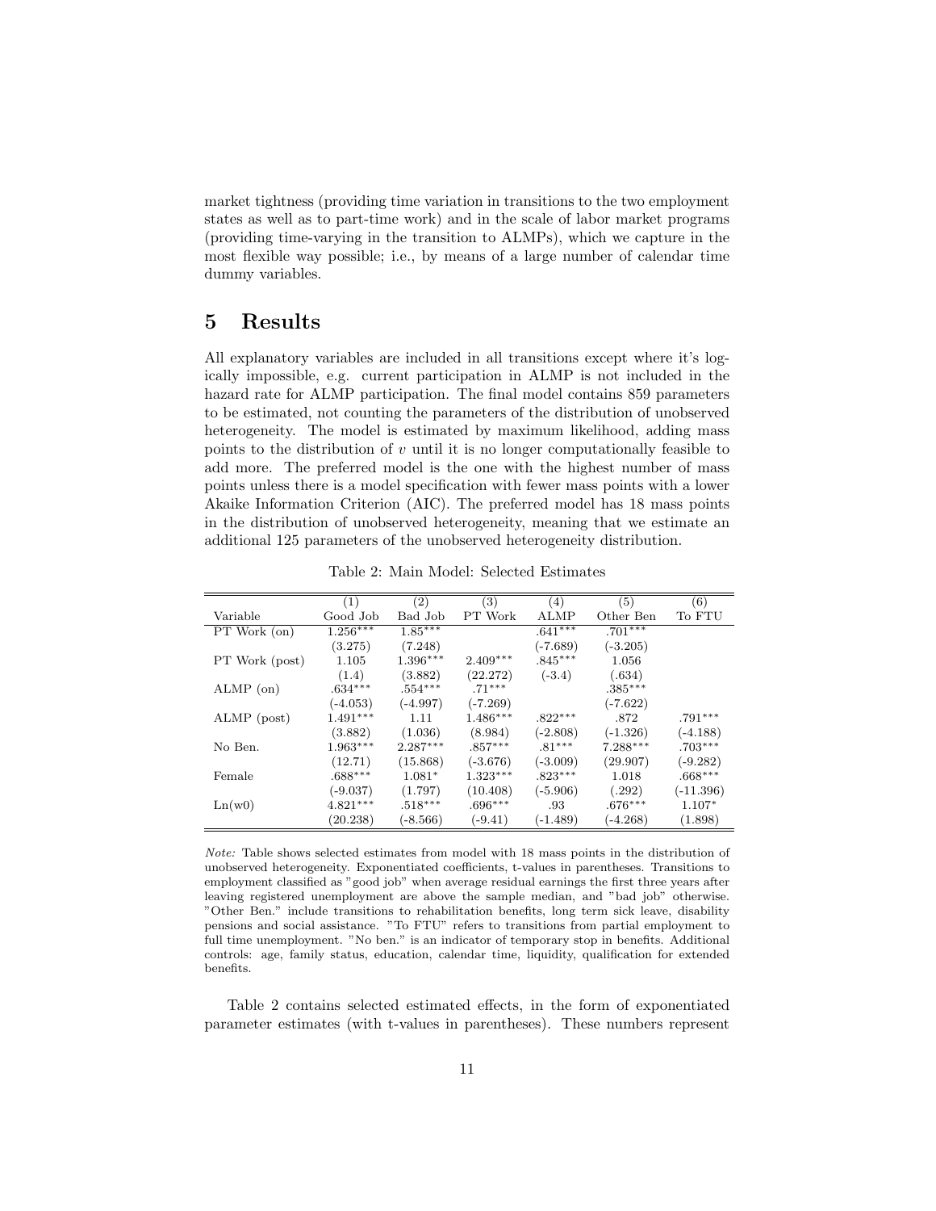market tightness (providing time variation in transitions to the two employment states as well as to part-time work) and in the scale of labor market programs (providing time-varying in the transition to ALMPs), which we capture in the most flexible way possible; i.e., by means of a large number of calendar time dummy variables.

## 5 Results

All explanatory variables are included in all transitions except where it's logically impossible, e.g. current participation in ALMP is not included in the hazard rate for ALMP participation. The final model contains 859 parameters to be estimated, not counting the parameters of the distribution of unobserved heterogeneity. The model is estimated by maximum likelihood, adding mass points to the distribution of $v$ until it is no longer computationally feasible to add more. The preferred model is the one with the highest number of mass points unless there is a model specification with fewer mass points with a lower Akaike Information Criterion (AIC). The preferred model has 18 mass points in the distribution of unobserved heterogeneity, meaning that we estimate an additional 125 parameters of the unobserved heterogeneity distribution.

Table 2: Main Model: Selected Estimates

| Variable | (1) Good Job | (2) Bad Job | (3) PT Work | (4) ALMP | (5) Other Ben | (6) To FTU |
|---|---|---|---|---|---|---|
| PT Work (on) | 1.256*** | 1.85*** | | .641*** | .701*** | |
| | (3.275) | (7.248) | | (-7.689) | (-3.205) | |
| PT Work (post) | 1.105 | 1.396*** | 2.409*** | .845*** | 1.056 | |
| | (1.4) | (3.882) | (22.272) | (-3.4) | (.634) | |
| ALMP (on) | .634*** | .554*** | .71*** | | .385*** | |
| | (-4.053) | (-4.997) | (-7.269) | | (-7.622) | |
| ALMP (post) | 1.491*** | 1.11 | 1.486*** | .822*** | .872 | .791*** |
| | (3.882) | (1.036) | (8.984) | (-2.808) | (-1.326) | (-4.188) |
| No Ben. | 1.963*** | 2.287*** | .857*** | .81*** | 7.288*** | .703*** |
| | (12.71) | (15.868) | (-3.676) | (-3.009) | (29.907) | (-9.282) |
| Female | .688*** | 1.081* | 1.323*** | .823*** | 1.018 | .668*** |
| | (-9.037) | (1.797) | (10.408) | (-5.906) | (.292) | (-11.396) |
| Ln(w0) | 4.821*** | .518*** | .696*** | .93 | .676*** | 1.107* |
| | (20.238) | (-8.566) | (-9.41) | (-1.489) | (-4.268) | (1.898) |

*Note:* Table shows selected estimates from model with 18 mass points in the distribution of unobserved heterogeneity. Exponentiated coefficients, t-values in parentheses. Transitions to employment classified as "good job" when average residual earnings the first three years after leaving registered unemployment are above the sample median, and "bad job" otherwise. "Other Ben." include transitions to rehabilitation benefits, long term sick leave, disability pensions and social assistance. "To FTU" refers to transitions from partial employment to full time unemployment. "No ben." is an indicator of temporary stop in benefits. Additional controls: age, family status, education, calendar time, liquidity, qualification for extended benefits.

Table 2 contains selected estimated effects, in the form of exponentiated parameter estimates (with t-values in parentheses). These numbers represent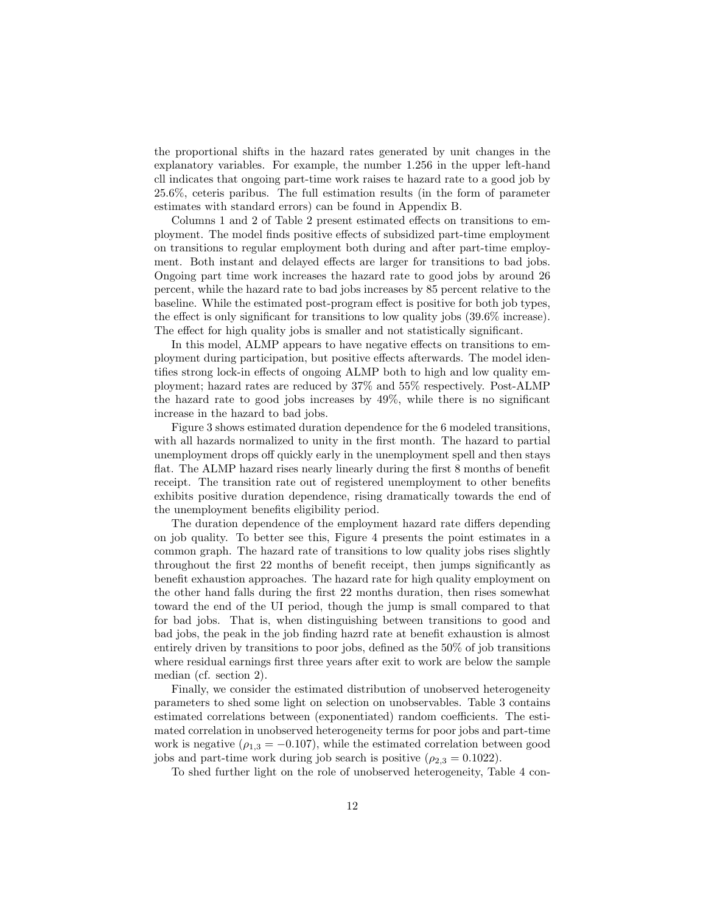the proportional shifts in the hazard rates generated by unit changes in the explanatory variables. For example, the number 1.256 in the upper left-hand cll indicates that ongoing part-time work raises te hazard rate to a good job by 25.6%, ceteris paribus. The full estimation results (in the form of parameter estimates with standard errors) can be found in Appendix B.

Columns 1 and 2 of Table 2 present estimated effects on transitions to employment. The model finds positive effects of subsidized part-time employment on transitions to regular employment both during and after part-time employment. Both instant and delayed effects are larger for transitions to bad jobs. Ongoing part time work increases the hazard rate to good jobs by around 26 percent, while the hazard rate to bad jobs increases by 85 percent relative to the baseline. While the estimated post-program effect is positive for both job types, the effect is only significant for transitions to low quality jobs (39.6% increase). The effect for high quality jobs is smaller and not statistically significant.

In this model, ALMP appears to have negative effects on transitions to employment during participation, but positive effects afterwards. The model identifies strong lock-in effects of ongoing ALMP both to high and low quality employment; hazard rates are reduced by 37% and 55% respectively. Post-ALMP the hazard rate to good jobs increases by 49%, while there is no significant increase in the hazard to bad jobs.

Figure 3 shows estimated duration dependence for the 6 modeled transitions, with all hazards normalized to unity in the first month. The hazard to partial unemployment drops off quickly early in the unemployment spell and then stays flat. The ALMP hazard rises nearly linearly during the first 8 months of benefit receipt. The transition rate out of registered unemployment to other benefits exhibits positive duration dependence, rising dramatically towards the end of the unemployment benefits eligibility period.

The duration dependence of the employment hazard rate differs depending on job quality. To better see this, Figure 4 presents the point estimates in a common graph. The hazard rate of transitions to low quality jobs rises slightly throughout the first 22 months of benefit receipt, then jumps significantly as benefit exhaustion approaches. The hazard rate for high quality employment on the other hand falls during the first 22 months duration, then rises somewhat toward the end of the UI period, though the jump is small compared to that for bad jobs. That is, when distinguishing between transitions to good and bad jobs, the peak in the job finding hazrd rate at benefit exhaustion is almost entirely driven by transitions to poor jobs, defined as the 50% of job transitions where residual earnings first three years after exit to work are below the sample median (cf. section 2).

Finally, we consider the estimated distribution of unobserved heterogeneity parameters to shed some light on selection on unobservables. Table 3 contains estimated correlations between (exponentiated) random coefficients. The estimated correlation in unobserved heterogeneity terms for poor jobs and part-time work is negative ($\rho_{1,3} = -0.107$), while the estimated correlation between good jobs and part-time work during job search is positive ($\rho_{2,3} = 0.1022$).

To shed further light on the role of unobserved heterogeneity, Table 4 con-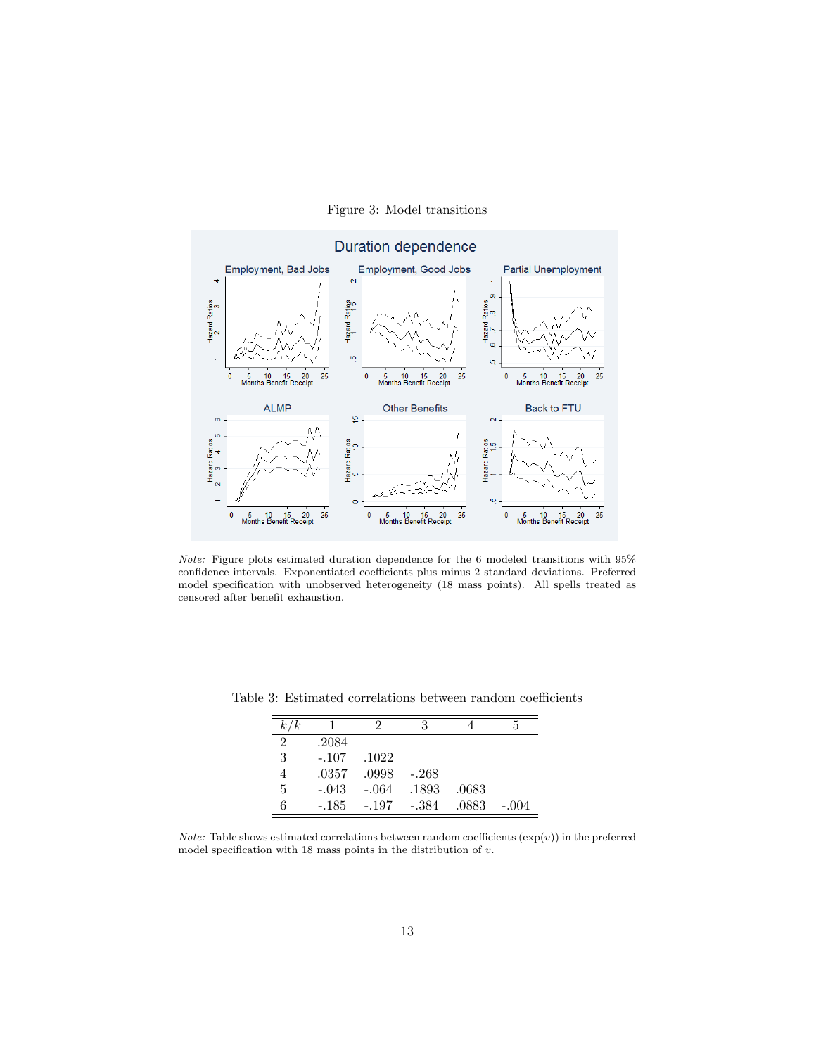Figure 3: Model transitions

*Note:* Figure plots estimated duration dependence for the 6 modeled transitions with 95% confidence intervals. Exponentiated coefficients plus minus 2 standard deviations. Preferred model specification with unobserved heterogeneity (18 mass points). All spells treated as censored after benefit exhaustion.

Table 3: Estimated correlations between random coefficients

| $k/k$ | 1 | 2 | 3 | 4 | 5 |
|---|---|---|---|---|---|
| 2 | .2084 | | | | |
| 3 | -.107 | .1022 | | | |
| 4 | .0357 | .0998 | -.268 | | |
| 5 | -.043 | -.064 | .1893 | .0683 | |
| 6 | -.185 | -.197 | -.384 | .0883 | -.004 |

*Note:* Table shows estimated correlations between random coefficients ($\exp(v)$) in the preferred model specification with 18 mass points in the distribution of $v$.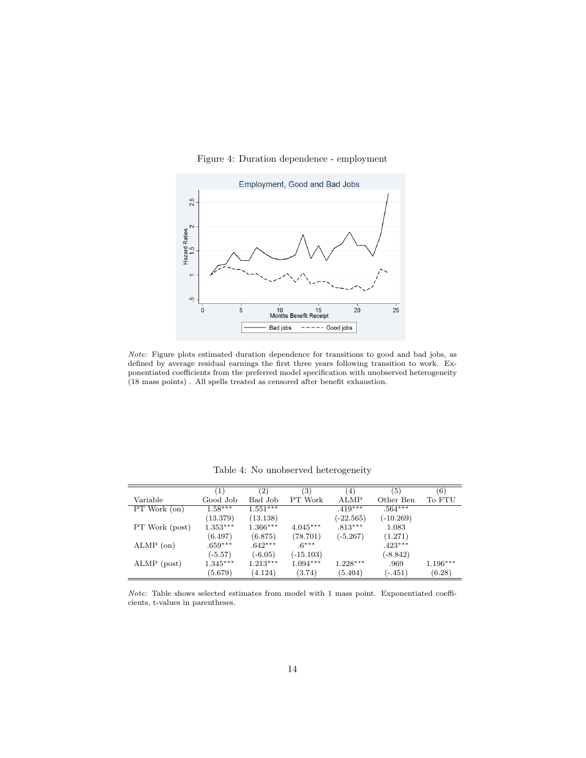Figure 4: Duration dependence - employment

*Note:* Figure plots estimated duration dependence for transitions to good and bad jobs, as defined by average residual earnings the first three years following transition to work. Exponentiated coefficients from the preferred model specification with unobserved heterogeneity (18 mass points) . All spells treated as censored after benefit exhaustion.

Table 4: No unobserved heterogeneity

| Variable | (1) Good Job | (2) Bad Job | (3) PT Work | (4) ALMP | (5) Other Ben | (6) To FTU |
|---|---|---|---|---|---|---|
| PT Work (on) | 1.58*** | 1.551*** | | .419*** | .564*** | |
| | (13.379) | (13.138) | | (-22.565) | (-10.269) | |
| PT Work (post) | 1.353*** | 1.366*** | 4.045*** | .813*** | 1.083 | |
| | (6.497) | (6.875) | (78.701) | (-5.267) | (1.271) | |
| ALMP (on) | .659*** | .642*** | .6*** | | .423*** | |
| | (-5.57) | (-6.05) | (-15.103) | | (-8.842) | |
| ALMP (post) | 1.345*** | 1.213*** | 1.094*** | 1.228*** | .969 | 1.196*** |
| | (5.679) | (4.124) | (3.74) | (5.404) | (-.451) | (6.28) |

*Note:* Table shows selected estimates from model with 1 mass point. Exponentiated coefficients, t-values in parentheses.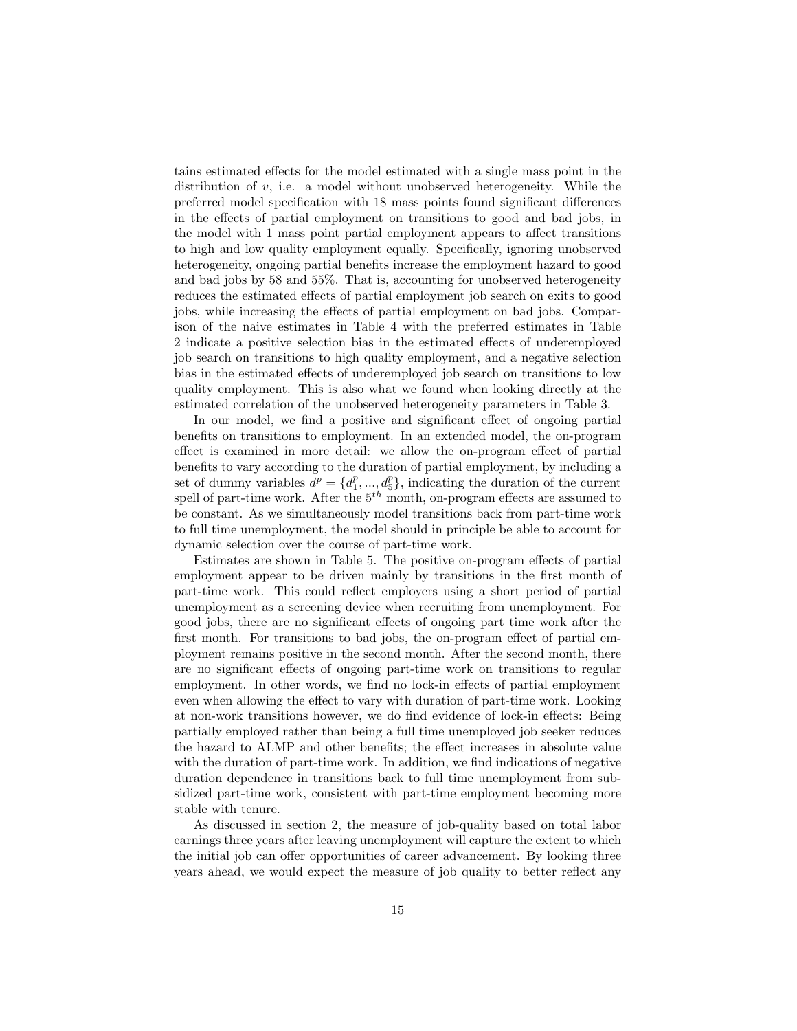tains estimated effects for the model estimated with a single mass point in the distribution of $v$, i.e. a model without unobserved heterogeneity. While the preferred model specification with 18 mass points found significant differences in the effects of partial employment on transitions to good and bad jobs, in the model with 1 mass point partial employment appears to affect transitions to high and low quality employment equally. Specifically, ignoring unobserved heterogeneity, ongoing partial benefits increase the employment hazard to good and bad jobs by 58 and 55%. That is, accounting for unobserved heterogeneity reduces the estimated effects of partial employment job search on exits to good jobs, while increasing the effects of partial employment on bad jobs. Comparison of the naive estimates in Table 4 with the preferred estimates in Table 2 indicate a positive selection bias in the estimated effects of underemployed job search on transitions to high quality employment, and a negative selection bias in the estimated effects of underemployed job search on transitions to low quality employment. This is also what we found when looking directly at the estimated correlation of the unobserved heterogeneity parameters in Table 3.

In our model, we find a positive and significant effect of ongoing partial benefits on transitions to employment. In an extended model, the on-program effect is examined in more detail: we allow the on-program effect of partial benefits to vary according to the duration of partial employment, by including a set of dummy variables $d^p = \{d_1^p, ..., d_5^p\}$, indicating the duration of the current spell of part-time work. After the $5^{th}$ month, on-program effects are assumed to be constant. As we simultaneously model transitions back from part-time work to full time unemployment, the model should in principle be able to account for dynamic selection over the course of part-time work.

Estimates are shown in Table 5. The positive on-program effects of partial employment appear to be driven mainly by transitions in the first month of part-time work. This could reflect employers using a short period of partial unemployment as a screening device when recruiting from unemployment. For good jobs, there are no significant effects of ongoing part time work after the first month. For transitions to bad jobs, the on-program effect of partial employment remains positive in the second month. After the second month, there are no significant effects of ongoing part-time work on transitions to regular employment. In other words, we find no lock-in effects of partial employment even when allowing the effect to vary with duration of part-time work. Looking at non-work transitions however, we do find evidence of lock-in effects: Being partially employed rather than being a full time unemployed job seeker reduces the hazard to ALMP and other benefits; the effect increases in absolute value with the duration of part-time work. In addition, we find indications of negative duration dependence in transitions back to full time unemployment from subsidized part-time work, consistent with part-time employment becoming more stable with tenure.

As discussed in section 2, the measure of job-quality based on total labor earnings three years after leaving unemployment will capture the extent to which the initial job can offer opportunities of career advancement. By looking three years ahead, we would expect the measure of job quality to better reflect any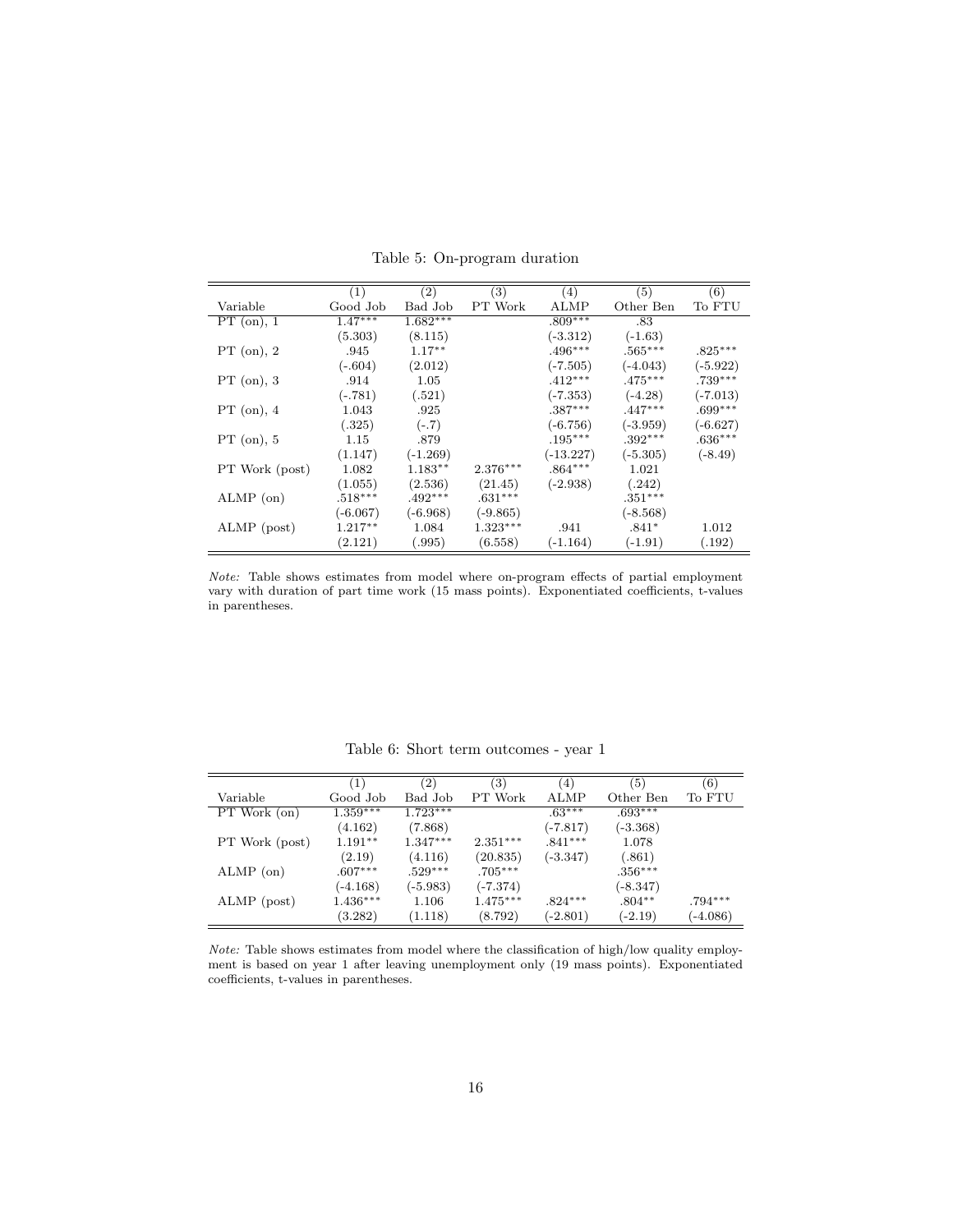Table 5: On-program duration

| Variable | (1) Good Job | (2) Bad Job | (3) PT Work | (4) ALMP | (5) Other Ben | (6) To FTU |
|---|---|---|---|---|---|---|
| PT (on), 1 | 1.47*** | 1.682*** | | .809*** | .83 | |
| | (5.303) | (8.115) | | (-3.312) | (-1.63) | |
| PT (on), 2 | .945 | 1.17** | | .496*** | .565*** | .825*** |
| | (-.604) | (2.012) | | (-7.505) | (-4.043) | (-5.922) |
| PT (on), 3 | .914 | 1.05 | | .412*** | .475*** | .739*** |
| | (-.781) | (.521) | | (-7.353) | (-4.28) | (-7.013) |
| PT (on), 4 | 1.043 | .925 | | .387*** | .447*** | .699*** |
| | (.325) | (-.7) | | (-6.756) | (-3.959) | (-6.627) |
| PT (on), 5 | 1.15 | .879 | | .195*** | .392*** | .636*** |
| | (1.147) | (-1.269) | | (-13.227) | (-5.305) | (-8.49) |
| PT Work (post) | 1.082 | 1.183** | 2.376*** | .864*** | 1.021 | |
| | (1.055) | (2.536) | (21.45) | (-2.938) | (.242) | |
| ALMP (on) | .518*** | .492*** | .631*** | | .351*** | |
| | (-6.067) | (-6.968) | (-9.865) | | (-8.568) | |
| ALMP (post) | 1.217** | 1.084 | 1.323*** | .941 | .841* | 1.012 |
| | (2.121) | (.995) | (6.558) | (-1.164) | (-1.91) | (.192) |

*Note:* Table shows estimates from model where on-program effects of partial employment vary with duration of part time work (15 mass points). Exponentiated coefficients, t-values in parentheses.

Table 6: Short term outcomes - year 1

| Variable | (1) Good Job | (2) Bad Job | (3) PT Work | (4) ALMP | (5) Other Ben | (6) To FTU |
|---|---|---|---|---|---|---|
| PT Work (on) | 1.359*** | 1.723*** | | .63*** | .693*** | |
| | (4.162) | (7.868) | | (-7.817) | (-3.368) | |
| PT Work (post) | 1.191** | 1.347*** | 2.351*** | .841*** | 1.078 | |
| | (2.19) | (4.116) | (20.835) | (-3.347) | (.861) | |
| ALMP (on) | .607*** | .529*** | .705*** | | .356*** | |
| | (-4.168) | (-5.983) | (-7.374) | | (-8.347) | |
| ALMP (post) | 1.436*** | 1.106 | 1.475*** | .824*** | .804** | .794*** |
| | (3.282) | (1.118) | (8.792) | (-2.801) | (-2.19) | (-4.086) |

*Note:* Table shows estimates from model where the classification of high/low quality employment is based on year 1 after leaving unemployment only (19 mass points). Exponentiated coefficients, t-values in parentheses.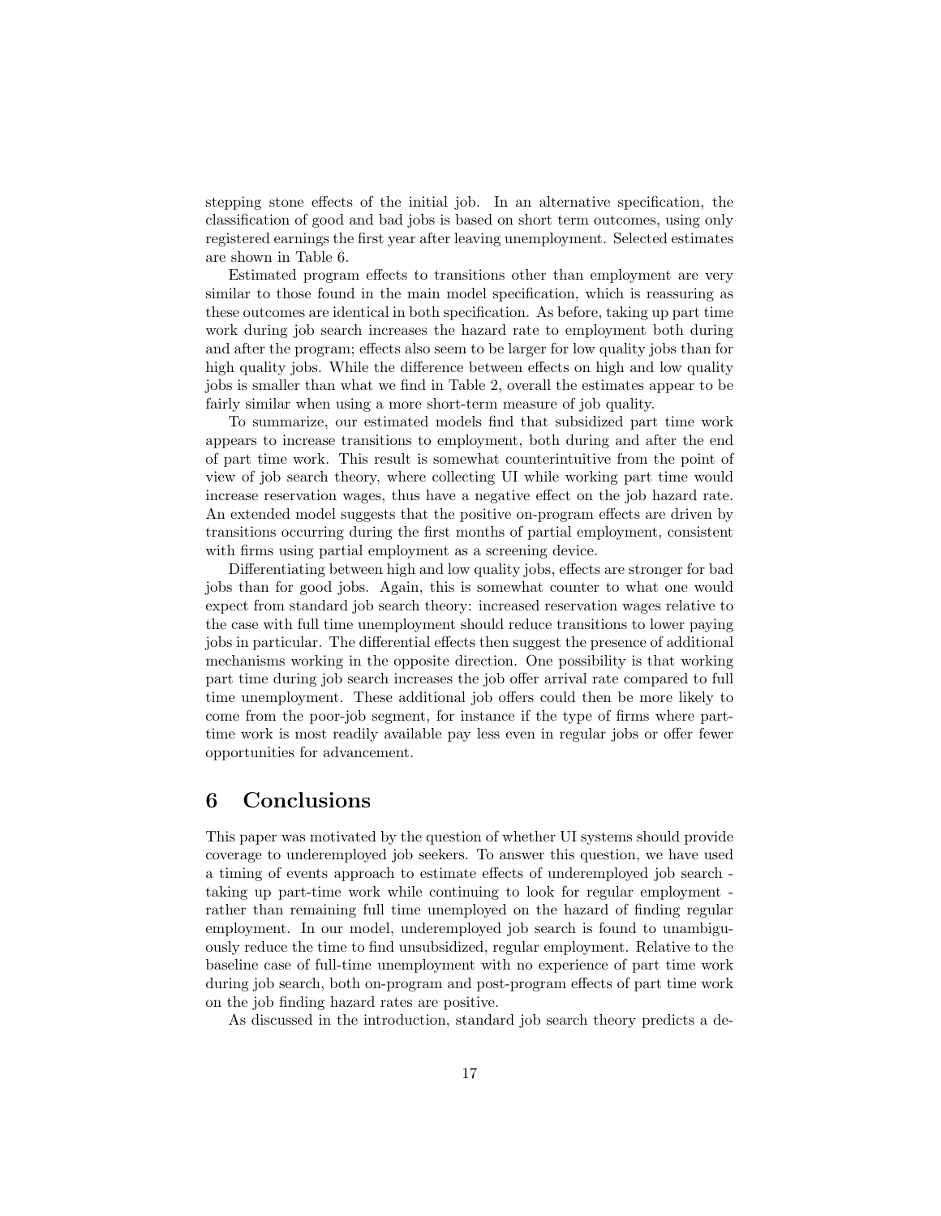stepping stone effects of the initial job. In an alternative specification, the classification of good and bad jobs is based on short term outcomes, using only registered earnings the first year after leaving unemployment. Selected estimates are shown in Table 6.

Estimated program effects to transitions other than employment are very similar to those found in the main model specification, which is reassuring as these outcomes are identical in both specification. As before, taking up part time work during job search increases the hazard rate to employment both during and after the program; effects also seem to be larger for low quality jobs than for high quality jobs. While the difference between effects on high and low quality jobs is smaller than what we find in Table 2, overall the estimates appear to be fairly similar when using a more short-term measure of job quality.

To summarize, our estimated models find that subsidized part time work appears to increase transitions to employment, both during and after the end of part time work. This result is somewhat counterintuitive from the point of view of job search theory, where collecting UI while working part time would increase reservation wages, thus have a negative effect on the job hazard rate. An extended model suggests that the positive on-program effects are driven by transitions occurring during the first months of partial employment, consistent with firms using partial employment as a screening device.

Differentiating between high and low quality jobs, effects are stronger for bad jobs than for good jobs. Again, this is somewhat counter to what one would expect from standard job search theory: increased reservation wages relative to the case with full time unemployment should reduce transitions to lower paying jobs in particular. The differential effects then suggest the presence of additional mechanisms working in the opposite direction. One possibility is that working part time during job search increases the job offer arrival rate compared to full time unemployment. These additional job offers could then be more likely to come from the poor-job segment, for instance if the type of firms where part-time work is most readily available pay less even in regular jobs or offer fewer opportunities for advancement.

# 6 Conclusions

This paper was motivated by the question of whether UI systems should provide coverage to underemployed job seekers. To answer this question, we have used a timing of events approach to estimate effects of underemployed job search - taking up part-time work while continuing to look for regular employment - rather than remaining full time unemployed on the hazard of finding regular employment. In our model, underemployed job search is found to unambiguously reduce the time to find unsubsidized, regular employment. Relative to the baseline case of full-time unemployment with no experience of part time work during job search, both on-program and post-program effects of part time work on the job finding hazard rates are positive.

As discussed in the introduction, standard job search theory predicts a de-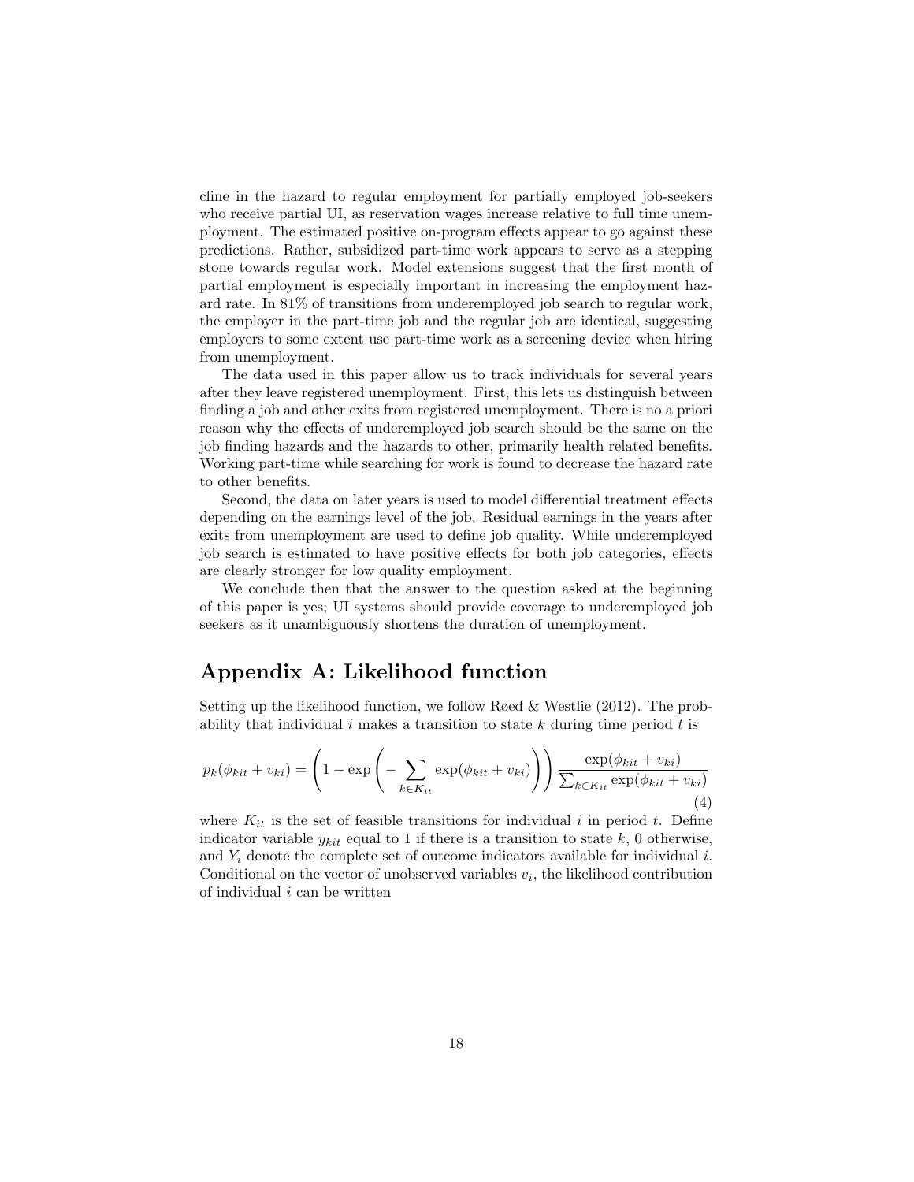cline in the hazard to regular employment for partially employed job-seekers who receive partial UI, as reservation wages increase relative to full time unemployment. The estimated positive on-program effects appear to go against these predictions. Rather, subsidized part-time work appears to serve as a stepping stone towards regular work. Model extensions suggest that the first month of partial employment is especially important in increasing the employment hazard rate. In 81% of transitions from underemployed job search to regular work, the employer in the part-time job and the regular job are identical, suggesting employers to some extent use part-time work as a screening device when hiring from unemployment.

The data used in this paper allow us to track individuals for several years after they leave registered unemployment. First, this lets us distinguish between finding a job and other exits from registered unemployment. There is no a priori reason why the effects of underemployed job search should be the same on the job finding hazards and the hazards to other, primarily health related benefits. Working part-time while searching for work is found to decrease the hazard rate to other benefits.

Second, the data on later years is used to model differential treatment effects depending on the earnings level of the job. Residual earnings in the years after exits from unemployment are used to define job quality. While underemployed job search is estimated to have positive effects for both job categories, effects are clearly stronger for low quality employment.

We conclude then that the answer to the question asked at the beginning of this paper is yes; UI systems should provide coverage to underemployed job seekers as it unambiguously shortens the duration of unemployment.

## Appendix A: Likelihood function

Setting up the likelihood function, we follow Røed & Westlie (2012). The probability that individual $i$ makes a transition to state $k$ during time period $t$ is

$$p_k(\phi_{kit} + v_{ki}) = \left(1 - \exp\left(-\sum_{k \in K_{it}} \exp(\phi_{kit} + v_{ki})\right)\right) \frac{\exp(\phi_{kit} + v_{ki})}{\sum_{k \in K_{it}} \exp(\phi_{kit} + v_{ki})} \tag{4}$$

where $K_{it}$ is the set of feasible transitions for individual $i$ in period $t$. Define indicator variable $y_{kit}$ equal to 1 if there is a transition to state $k$, 0 otherwise, and $Y_i$ denote the complete set of outcome indicators available for individual $i$. Conditional on the vector of unobserved variables $v_i$, the likelihood contribution of individual $i$ can be written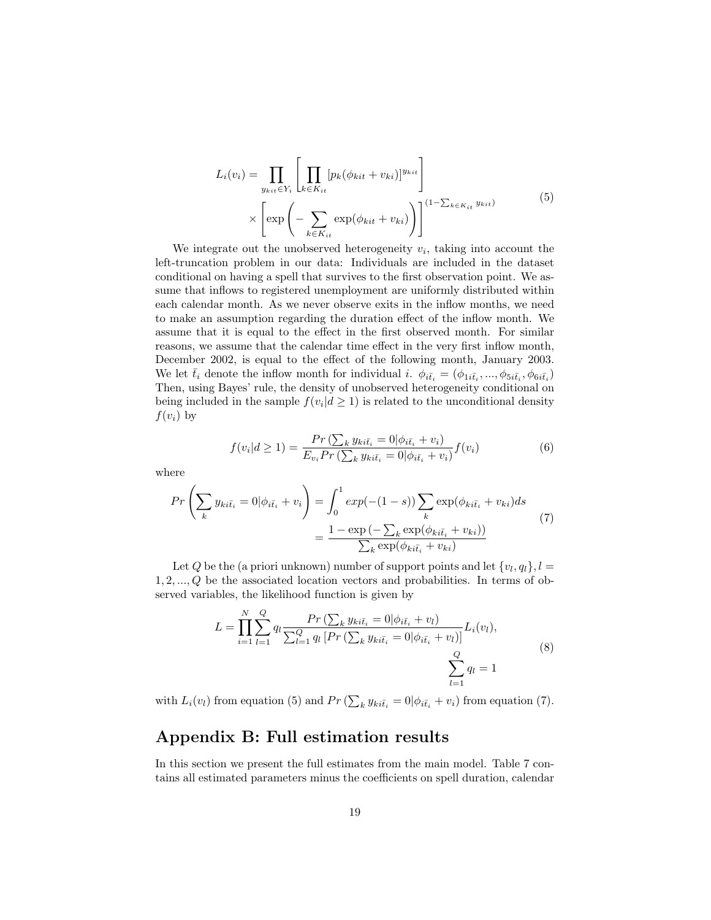$$
\begin{aligned}
L_i(v_i) = \prod_{y_{kit} \in Y_i} & \left[ \prod_{k \in K_{it}} [p_k(\phi_{kit} + v_{ki})]^{y_{kit}} \right] \\
& \times \left[ \exp\left( - \sum_{k \in K_{it}} \exp(\phi_{kit} + v_{ki}) \right) \right]^{(1 - \sum_{k \in K_{it}} y_{kit})}
\end{aligned} \tag{5}
$$

We integrate out the unobserved heterogeneity $v_i$, taking into account the left-truncation problem in our data: Individuals are included in the dataset conditional on having a spell that survives to the first observation point. We assume that inflows to registered unemployment are uniformly distributed within each calendar month. As we never observe exits in the inflow months, we need to make an assumption regarding the duration effect of the inflow month. We assume that it is equal to the effect in the first observed month. For similar reasons, we assume that the calendar time effect in the very first inflow month, December 2002, is equal to the effect of the following month, January 2003. We let $\bar{t}_i$ denote the inflow month for individual $i$. $\phi_{i\bar{t}_i} = (\phi_{1i\bar{t}_i}, ..., \phi_{5i\bar{t}_i}, \phi_{6i\bar{t}_i})$ Then, using Bayes' rule, the density of unobserved heterogeneity conditional on being included in the sample $f(v_i|d \geq 1)$ is related to the unconditional density $f(v_i)$ by

$$
f(v_i|d \geq 1) = \frac{Pr\left(\sum_k y_{ki\bar{t}_i} = 0 | \phi_{i\bar{t}_i} + v_i\right)}{E_{v_i} Pr\left(\sum_k y_{ki\bar{t}_i} = 0 | \phi_{i\bar{t}_i} + v_i\right)} f(v_i) \tag{6}
$$

where

$$
\begin{aligned}
Pr\left( \sum_k y_{ki\bar{t}_i} = 0 | \phi_{i\bar{t}_i} + v_i \right) &= \int_0^1 exp(-(1-s)) \sum_k \exp(\phi_{ki\bar{t}_i} + v_{ki}) ds \\
&= \frac{1 - \exp\left(-\sum_k \exp(\phi_{ki\bar{t}_i} + v_{ki})\right)}{\sum_k \exp(\phi_{ki\bar{t}_i} + v_{ki})}
\end{aligned} \tag{7}
$$

Let $Q$ be the (a priori unknown) number of support points and let $\{v_l, q_l\}, l = 1, 2, ..., Q$ be the associated location vectors and probabilities. In terms of observed variables, the likelihood function is given by

$$
\begin{aligned}
L = \prod_{i=1}^{N} \sum_{l=1}^{Q} q_l \frac{Pr\left(\sum_k y_{ki\bar{t}_i} = 0 | \phi_{i\bar{t}_i} + v_l\right)}{\sum_{l=1}^{Q} q_l \left[ Pr\left(\sum_k y_{ki\bar{t}_i} = 0 | \phi_{i\bar{t}_i} + v_l\right) \right]} L_i(v_l), \\
\sum_{l=1}^{Q} q_l = 1
\end{aligned} \tag{8}
$$

with $L_i(v_l)$ from equation (5) and $Pr\left(\sum_k y_{ki\bar{t}_i} = 0 | \phi_{i\bar{t}_i} + v_i\right)$ from equation (7).

## Appendix B: Full estimation results

In this section we present the full estimates from the main model. Table 7 contains all estimated parameters minus the coefficients on spell duration, calendar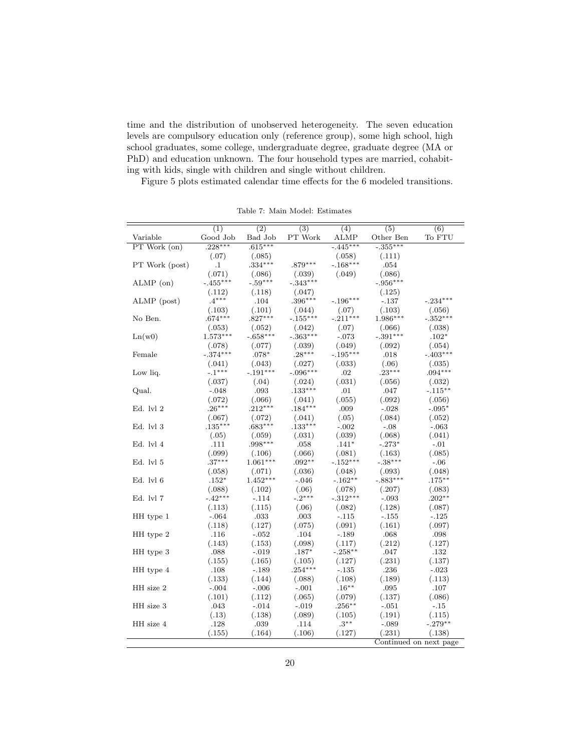time and the distribution of unobserved heterogeneity. The seven education levels are compulsory education only (reference group), some high school, high school graduates, some college, undergraduate degree, graduate degree (MA or PhD) and education unknown. The four household types are married, cohabiting with kids, single with children and single without children.

Figure 5 plots estimated calendar time effects for the 6 modeled transitions.

Table 7: Main Model: Estimates

| Variable | (1) Good Job | (2) Bad Job | (3) PT Work | (4) ALMP | (5) Other Ben | (6) To FTU |
|---|---|---|---|---|---|---|
| PT Work (on) | .228*** | .615*** | | -.445*** | -.355*** | |
| | (.07) | (.085) | | (.058) | (.111) | |
| PT Work (post) | .1 | .334*** | .879*** | -.168*** | .054 | |
| | (.071) | (.086) | (.039) | (.049) | (.086) | |
| ALMP (on) | -.455*** | -.59*** | -.343*** | | -.956*** | |
| | (.112) | (.118) | (.047) | | (.125) | |
| ALMP (post) | .4*** | .104 | .396*** | -.196*** | -.137 | -.234*** |
| | (.103) | (.101) | (.044) | (.07) | (.103) | (.056) |
| No Ben. | .674*** | .827*** | -.155*** | -.211*** | 1.986*** | -.352*** |
| | (.053) | (.052) | (.042) | (.07) | (.066) | (.038) |
| Ln(w0) | 1.573*** | -.658*** | -.363*** | -.073 | -.391*** | .102* |
| | (.078) | (.077) | (.039) | (.049) | (.092) | (.054) |
| Female | -.374*** | .078* | .28*** | -.195*** | .018 | -.403*** |
| | (.041) | (.043) | (.027) | (.033) | (.06) | (.035) |
| Low liq. | -.1*** | -.191*** | -.096*** | .02 | .23*** | .094*** |
| | (.037) | (.04) | (.024) | (.031) | (.056) | (.032) |
| Qual. | -.048 | .093 | .133*** | .01 | .047 | -.115** |
| | (.072) | (.066) | (.041) | (.055) | (.092) | (.056) |
| Ed. lvl 2 | .26*** | .212*** | .184*** | .009 | -.028 | -.095* |
| | (.067) | (.072) | (.041) | (.05) | (.084) | (.052) |
| Ed. lvl 3 | .135*** | .683*** | .133*** | -.002 | -.08 | -.063 |
| | (.05) | (.059) | (.031) | (.039) | (.068) | (.041) |
| Ed. lvl 4 | .111 | .998*** | .058 | .141* | -.273* | -.01 |
| | (.099) | (.106) | (.066) | (.081) | (.163) | (.085) |
| Ed. lvl 5 | .37*** | 1.061*** | .092** | -.152*** | -.38*** | -.06 |
| | (.058) | (.071) | (.036) | (.048) | (.093) | (.048) |
| Ed. lvl 6 | .152* | 1.452*** | -.046 | -.162** | -.883*** | .175** |
| | (.088) | (.102) | (.06) | (.078) | (.207) | (.083) |
| Ed. lvl 7 | -.42*** | -.114 | -.2*** | -.312*** | -.093 | .202** |
| | (.113) | (.115) | (.06) | (.082) | (.128) | (.087) |
| HH type 1 | -.064 | .033 | .003 | -.115 | -.155 | -.125 |
| | (.118) | (.127) | (.075) | (.091) | (.161) | (.097) |
| HH type 2 | .116 | -.052 | .104 | -.189 | .068 | .098 |
| | (.143) | (.153) | (.098) | (.117) | (.212) | (.127) |
| HH type 3 | .088 | -.019 | .187* | -.258** | .047 | .132 |
| | (.155) | (.165) | (.105) | (.127) | (.231) | (.137) |
| HH type 4 | .108 | -.189 | .254*** | -.135 | .236 | -.023 |
| | (.133) | (.144) | (.088) | (.108) | (.189) | (.113) |
| HH size 2 | -.004 | -.006 | -.001 | .16** | .095 | .107 |
| | (.101) | (.112) | (.065) | (.079) | (.137) | (.086) |
| HH size 3 | .043 | -.014 | -.019 | .256** | -.051 | -.15 |
| | (.13) | (.138) | (.089) | (.105) | (.191) | (.115) |
| HH size 4 | .128 | .039 | .114 | .3** | -.089 | -.279** |
| | (.155) | (.164) | (.106) | (.127) | (.231) | (.138) |

Continued on next page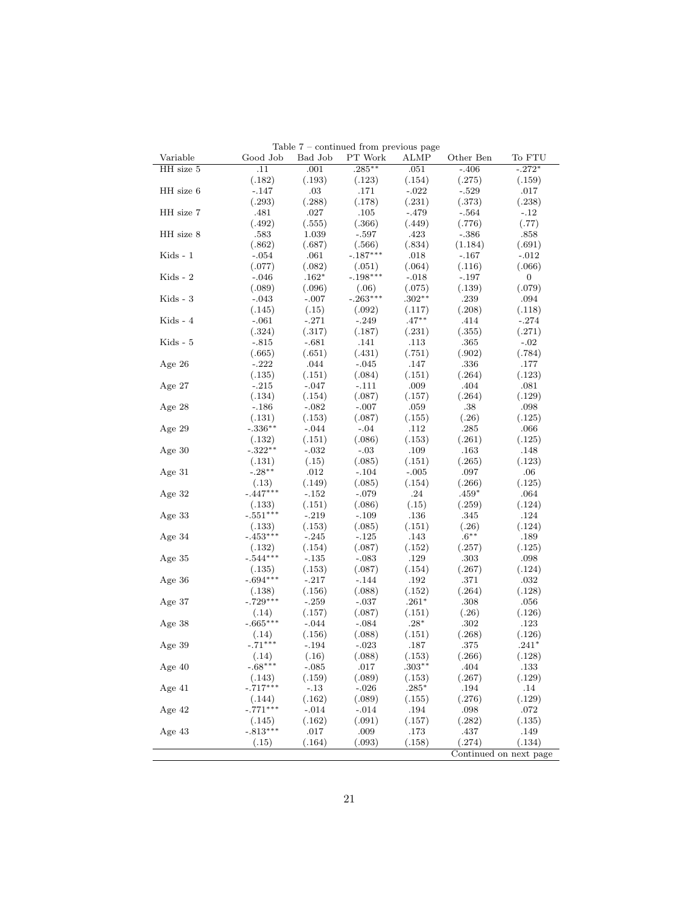Table 7 – continued from previous page

| Variable | Good Job | Bad Job | PT Work | ALMP | Other Ben | To FTU |
|---|---|---|---|---|---|---|
| HH size 5 | .11 | .001 | .285** | .051 | -.406 | -.272* |
| | (.182) | (.193) | (.123) | (.154) | (.275) | (.159) |
| HH size 6 | -.147 | .03 | .171 | -.022 | -.529 | .017 |
| | (.293) | (.288) | (.178) | (.231) | (.373) | (.238) |
| HH size 7 | .481 | .027 | .105 | -.479 | -.564 | -.12 |
| | (.492) | (.555) | (.366) | (.449) | (.776) | (.77) |
| HH size 8 | .583 | 1.039 | -.597 | .423 | -.386 | .858 |
| | (.862) | (.687) | (.566) | (.834) | (1.184) | (.691) |
| Kids - 1 | -.054 | .061 | -.187*** | .018 | -.167 | -.012 |
| | (.077) | (.082) | (.051) | (.064) | (.116) | (.066) |
| Kids - 2 | -.046 | .162* | -.198*** | -.018 | -.197 | 0 |
| | (.089) | (.096) | (.06) | (.075) | (.139) | (.079) |
| Kids - 3 | -.043 | -.007 | -.263*** | .302** | .239 | .094 |
| | (.145) | (.15) | (.092) | (.117) | (.208) | (.118) |
| Kids - 4 | -.061 | -.271 | -.249 | .47** | .414 | -.274 |
| | (.324) | (.317) | (.187) | (.231) | (.355) | (.271) |
| Kids - 5 | -.815 | -.681 | .141 | .113 | .365 | -.02 |
| | (.665) | (.651) | (.431) | (.751) | (.902) | (.784) |
| Age 26 | -.222 | .044 | -.045 | .147 | .336 | .177 |
| | (.135) | (.151) | (.084) | (.151) | (.264) | (.123) |
| Age 27 | -.215 | -.047 | -.111 | .009 | .404 | .081 |
| | (.134) | (.154) | (.087) | (.157) | (.264) | (.129) |
| Age 28 | -.186 | -.082 | -.007 | .059 | .38 | .098 |
| | (.131) | (.153) | (.087) | (.155) | (.26) | (.125) |
| Age 29 | -.336** | -.044 | -.04 | .112 | .285 | .066 |
| | (.132) | (.151) | (.086) | (.153) | (.261) | (.125) |
| Age 30 | -.322** | -.032 | -.03 | .109 | .163 | .148 |
| | (.131) | (.15) | (.085) | (.151) | (.265) | (.123) |
| Age 31 | -.28** | .012 | -.104 | -.005 | .097 | .06 |
| | (.13) | (.149) | (.085) | (.154) | (.266) | (.125) |
| Age 32 | -.447*** | -.152 | -.079 | .24 | .459* | .064 |
| | (.133) | (.151) | (.086) | (.15) | (.259) | (.124) |
| Age 33 | -.551*** | -.219 | -.109 | .136 | .345 | .124 |
| | (.133) | (.153) | (.085) | (.151) | (.26) | (.124) |
| Age 34 | -.453*** | -.245 | -.125 | .143 | .6** | .189 |
| | (.132) | (.154) | (.087) | (.152) | (.257) | (.125) |
| Age 35 | -.544*** | -.135 | -.083 | .129 | .303 | .098 |
| | (.135) | (.153) | (.087) | (.154) | (.267) | (.124) |
| Age 36 | -.694*** | -.217 | -.144 | .192 | .371 | .032 |
| | (.138) | (.156) | (.088) | (.152) | (.264) | (.128) |
| Age 37 | -.729*** | -.259 | -.037 | .261* | .308 | .056 |
| | (.14) | (.157) | (.087) | (.151) | (.26) | (.126) |
| Age 38 | -.665*** | -.044 | -.084 | .28* | .302 | .123 |
| | (.14) | (.156) | (.088) | (.151) | (.268) | (.126) |
| Age 39 | -.71*** | -.194 | -.023 | .187 | .375 | .241* |
| | (.14) | (.16) | (.088) | (.153) | (.266) | (.128) |
| Age 40 | -.68*** | -.085 | .017 | .303** | .404 | .133 |
| | (.143) | (.159) | (.089) | (.153) | (.267) | (.129) |
| Age 41 | -.717*** | -.13 | -.026 | .285* | .194 | .14 |
| | (.144) | (.162) | (.089) | (.155) | (.276) | (.129) |
| Age 42 | -.771*** | -.014 | -.014 | .194 | .098 | .072 |
| | (.145) | (.162) | (.091) | (.157) | (.282) | (.135) |
| Age 43 | -.813*** | .017 | .009 | .173 | .437 | .149 |
| | (.15) | (.164) | (.093) | (.158) | (.274) | (.134) |

Continued on next page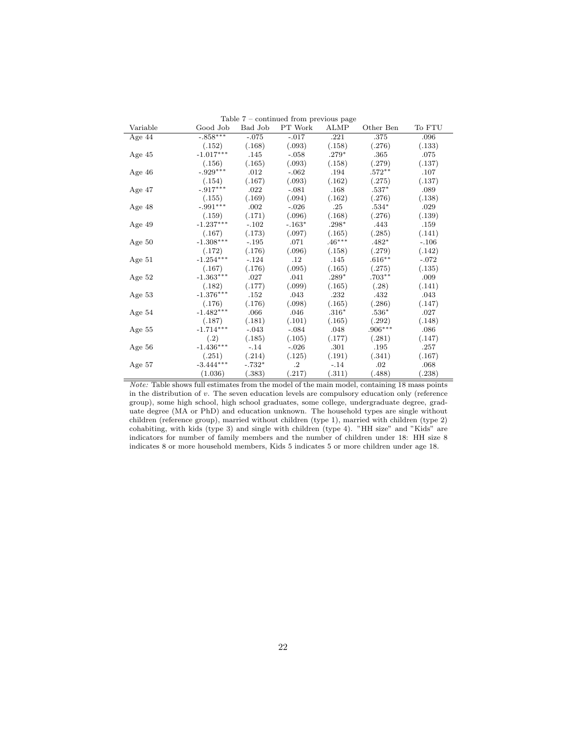Table 7 – continued from previous page

| Variable | Good Job | Bad Job | PT Work | ALMP | Other Ben | To FTU |
|---|---|---|---|---|---|---|
| Age 44 | -.858*** | -.075 | -.017 | .221 | .375 | .096 |
| | (.152) | (.168) | (.093) | (.158) | (.276) | (.133) |
| Age 45 | -1.017*** | .145 | -.058 | .279* | .365 | .075 |
| | (.156) | (.165) | (.093) | (.158) | (.279) | (.137) |
| Age 46 | -.929*** | .012 | -.062 | .194 | .572** | .107 |
| | (.154) | (.167) | (.093) | (.162) | (.275) | (.137) |
| Age 47 | -.917*** | .022 | -.081 | .168 | .537* | .089 |
| | (.155) | (.169) | (.094) | (.162) | (.276) | (.138) |
| Age 48 | -.991*** | .002 | -.026 | .25 | .534* | .029 |
| | (.159) | (.171) | (.096) | (.168) | (.276) | (.139) |
| Age 49 | -1.237*** | -.102 | -.163* | .298* | .443 | .159 |
| | (.167) | (.173) | (.097) | (.165) | (.285) | (.141) |
| Age 50 | -1.308*** | -.195 | .071 | .46*** | .482* | -.106 |
| | (.172) | (.176) | (.096) | (.158) | (.279) | (.142) |
| Age 51 | -1.254*** | -.124 | .12 | .145 | .616** | -.072 |
| | (.167) | (.176) | (.095) | (.165) | (.275) | (.135) |
| Age 52 | -1.363*** | .027 | .041 | .289* | .703** | .009 |
| | (.182) | (.177) | (.099) | (.165) | (.28) | (.141) |
| Age 53 | -1.376*** | .152 | .043 | .232 | .432 | .043 |
| | (.176) | (.176) | (.098) | (.165) | (.286) | (.147) |
| Age 54 | -1.482*** | .066 | .046 | .316* | .536* | .027 |
| | (.187) | (.181) | (.101) | (.165) | (.292) | (.148) |
| Age 55 | -1.714*** | -.043 | -.084 | .048 | .906*** | .086 |
| | (.2) | (.185) | (.105) | (.177) | (.281) | (.147) |
| Age 56 | -1.436*** | -.14 | -.026 | .301 | .195 | .257 |
| | (.251) | (.214) | (.125) | (.191) | (.341) | (.167) |
| Age 57 | -3.444*** | -.732* | .2 | -.14 | .02 | .068 |
| | (1.036) | (.383) | (.217) | (.311) | (.488) | (.238) |

*Note:* Table shows full estimates from the model of the main model, containing 18 mass points in the distribution of $v$. The seven education levels are compulsory education only (reference group), some high school, high school graduates, some college, undergraduate degree, graduate degree (MA or PhD) and education unknown. The household types are single without children (reference group), married without children (type 1), married with children (type 2) cohabiting, with kids (type 3) and single with children (type 4). "HH size" and "Kids" are indicators for number of family members and the number of children under 18: HH size 8 indicates 8 or more household members, Kids 5 indicates 5 or more children under age 18.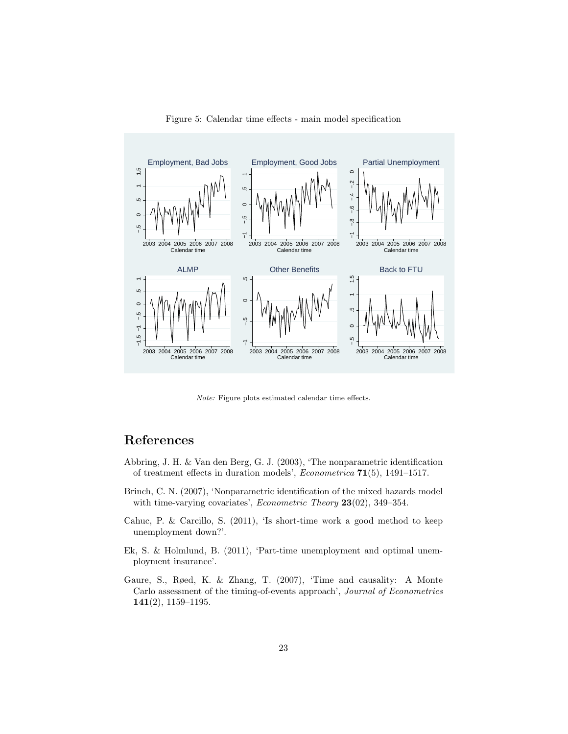Figure 5: Calendar time effects - main model specification

*Note:* Figure plots estimated calendar time effects.

# References

Abbring, J. H. & Van den Berg, G. J. (2003), 'The nonparametric identification of treatment effects in duration models', *Econometrica* **71**(5), 1491–1517.

Brinch, C. N. (2007), 'Nonparametric identification of the mixed hazards model with time-varying covariates', *Econometric Theory* **23**(02), 349–354.

Cahuc, P. & Carcillo, S. (2011), 'Is short-time work a good method to keep unemployment down?'.

Ek, S. & Holmlund, B. (2011), 'Part-time unemployment and optimal unemployment insurance'.

Gaure, S., Røed, K. & Zhang, T. (2007), 'Time and causality: A Monte Carlo assessment of the timing-of-events approach', *Journal of Econometrics* **141**(2), 1159–1195.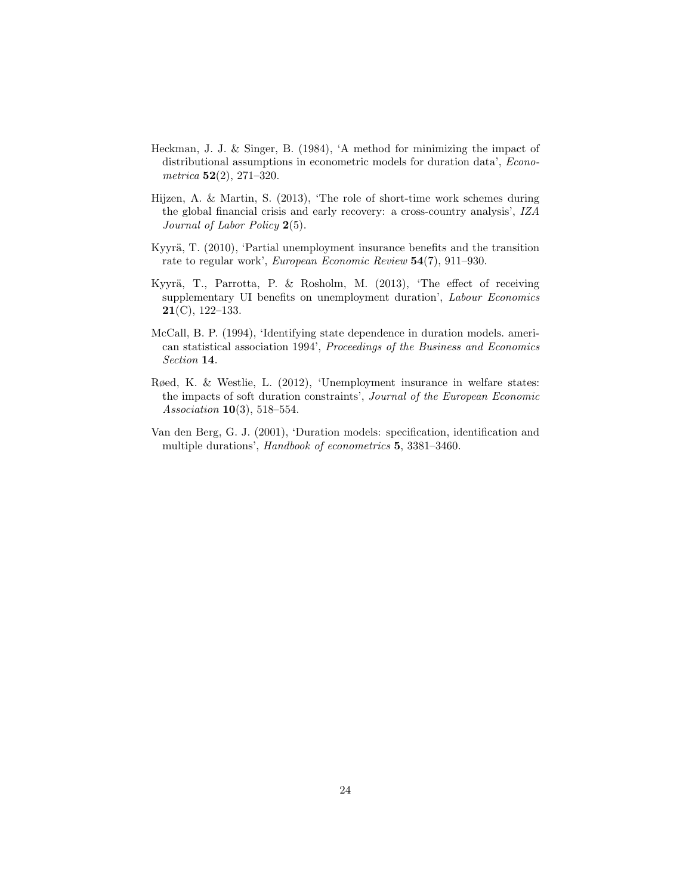Heckman, J. J. & Singer, B. (1984), 'A method for minimizing the impact of distributional assumptions in econometric models for duration data', *Econometrica* **52**(2), 271–320.

Hijzen, A. & Martin, S. (2013), 'The role of short-time work schemes during the global financial crisis and early recovery: a cross-country analysis', *IZA Journal of Labor Policy* **2**(5).

Kyyrä, T. (2010), 'Partial unemployment insurance benefits and the transition rate to regular work', *European Economic Review* **54**(7), 911–930.

Kyyrä, T., Parrotta, P. & Rosholm, M. (2013), 'The effect of receiving supplementary UI benefits on unemployment duration', *Labour Economics* **21**(C), 122–133.

McCall, B. P. (1994), 'Identifying state dependence in duration models. american statistical association 1994', *Proceedings of the Business and Economics Section* **14**.

Røed, K. & Westlie, L. (2012), 'Unemployment insurance in welfare states: the impacts of soft duration constraints', *Journal of the European Economic Association* **10**(3), 518–554.

Van den Berg, G. J. (2001), 'Duration models: specification, identification and multiple durations', *Handbook of econometrics* **5**, 3381–3460.